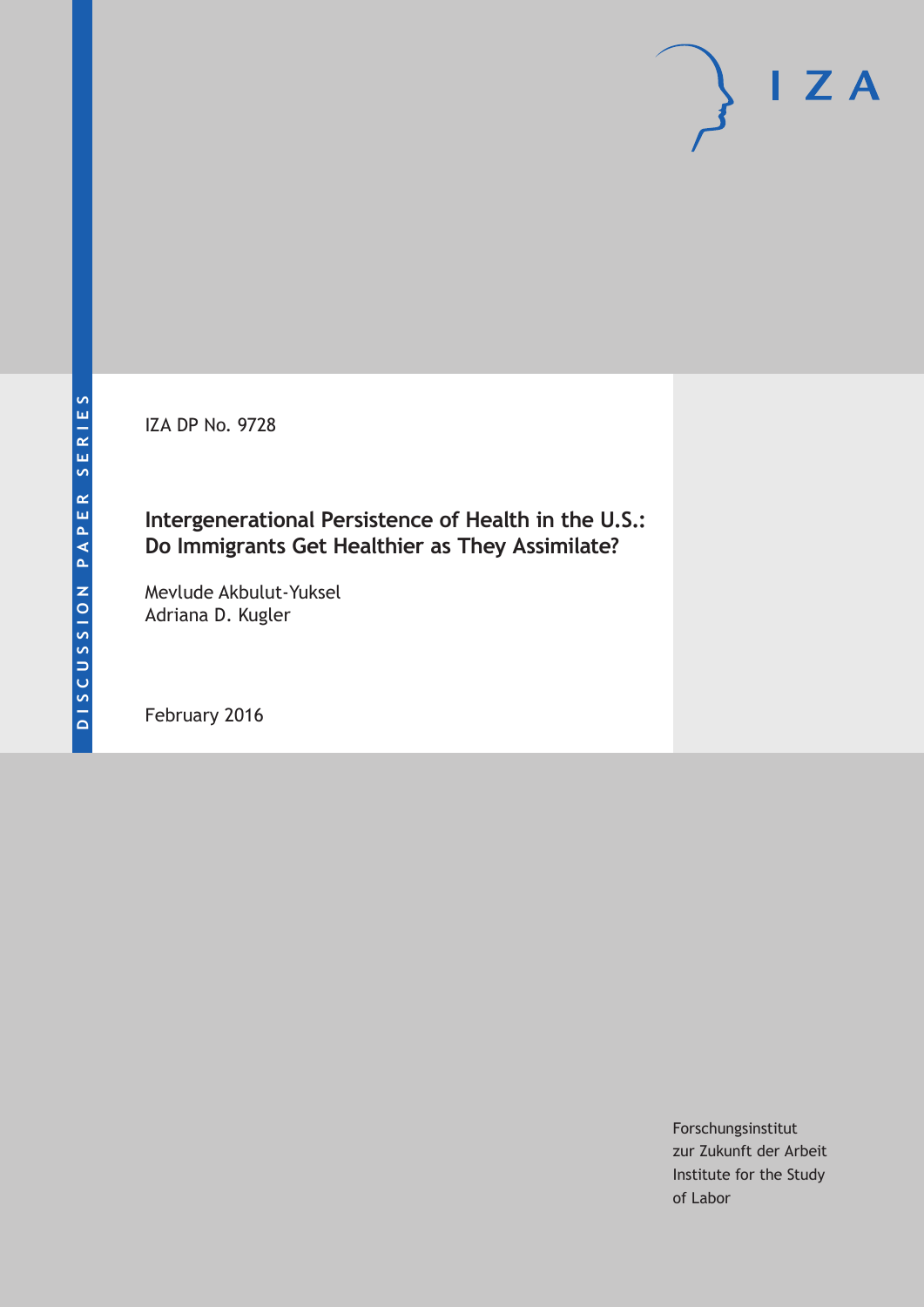DISCUSSION PAPER SERIES

IZA DP No. 9728

# Intergenerational Persistence of Health in the U.S.: Do Immigrants Get Healthier as They Assimilate?

Mevlude Akbulut-Yuksel
Adriana D. Kugler

February 2016

Forschungsinstitut
zur Zukunft der Arbeit
Institute for the Study
of Labor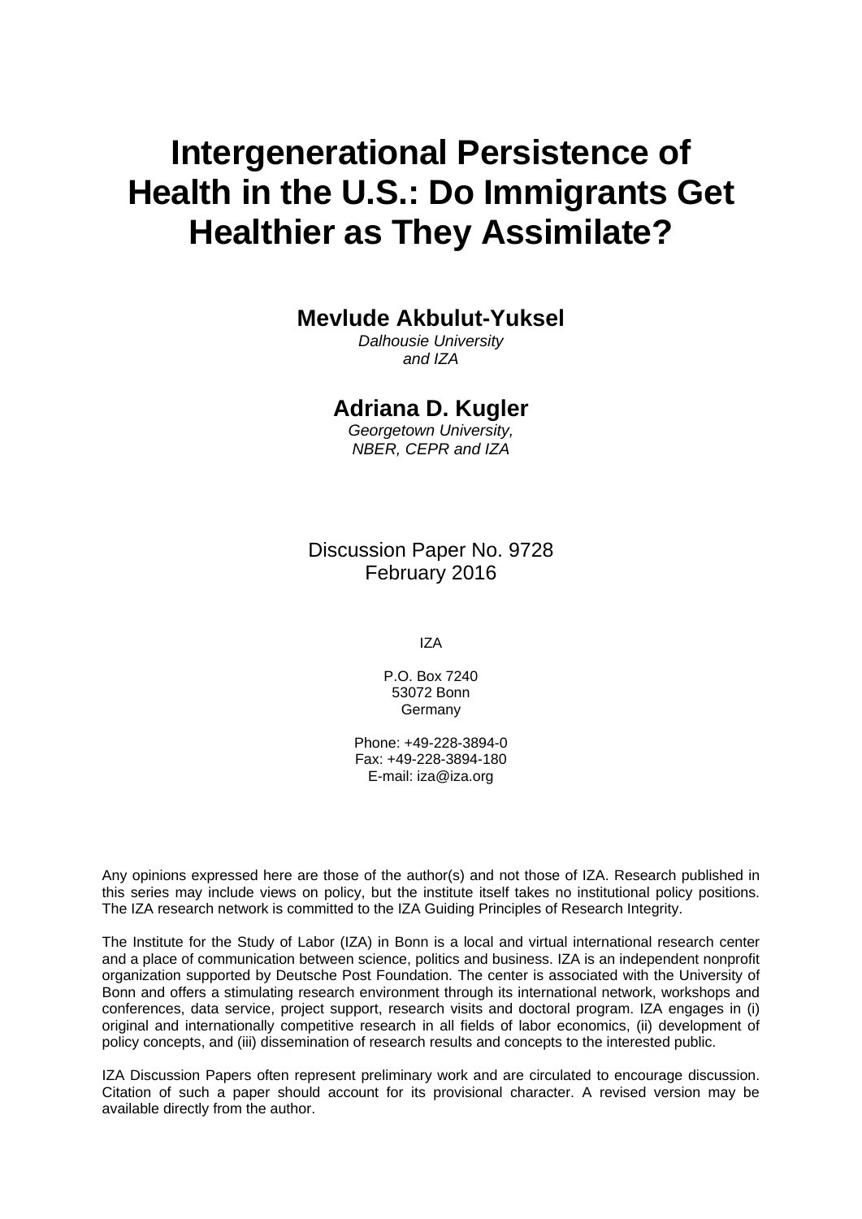# Intergenerational Persistence of Health in the U.S.: Do Immigrants Get Healthier as They Assimilate?

**Mevlude Akbulut-Yuksel**

*Dalhousie University and IZA*

**Adriana D. Kugler**

*Georgetown University, NBER, CEPR and IZA*

Discussion Paper No. 9728
February 2016

IZA

P.O. Box 7240
53072 Bonn
Germany

Phone: +49-228-3894-0
Fax: +49-228-3894-180
E-mail: iza@iza.org

Any opinions expressed here are those of the author(s) and not those of IZA. Research published in this series may include views on policy, but the institute itself takes no institutional policy positions. The IZA research network is committed to the IZA Guiding Principles of Research Integrity.

The Institute for the Study of Labor (IZA) in Bonn is a local and virtual international research center and a place of communication between science, politics and business. IZA is an independent nonprofit organization supported by Deutsche Post Foundation. The center is associated with the University of Bonn and offers a stimulating research environment through its international network, workshops and conferences, data service, project support, research visits and doctoral program. IZA engages in (i) original and internationally competitive research in all fields of labor economics, (ii) development of policy concepts, and (iii) dissemination of research results and concepts to the interested public.

IZA Discussion Papers often represent preliminary work and are circulated to encourage discussion. Citation of such a paper should account for its provisional character. A revised version may be available directly from the author.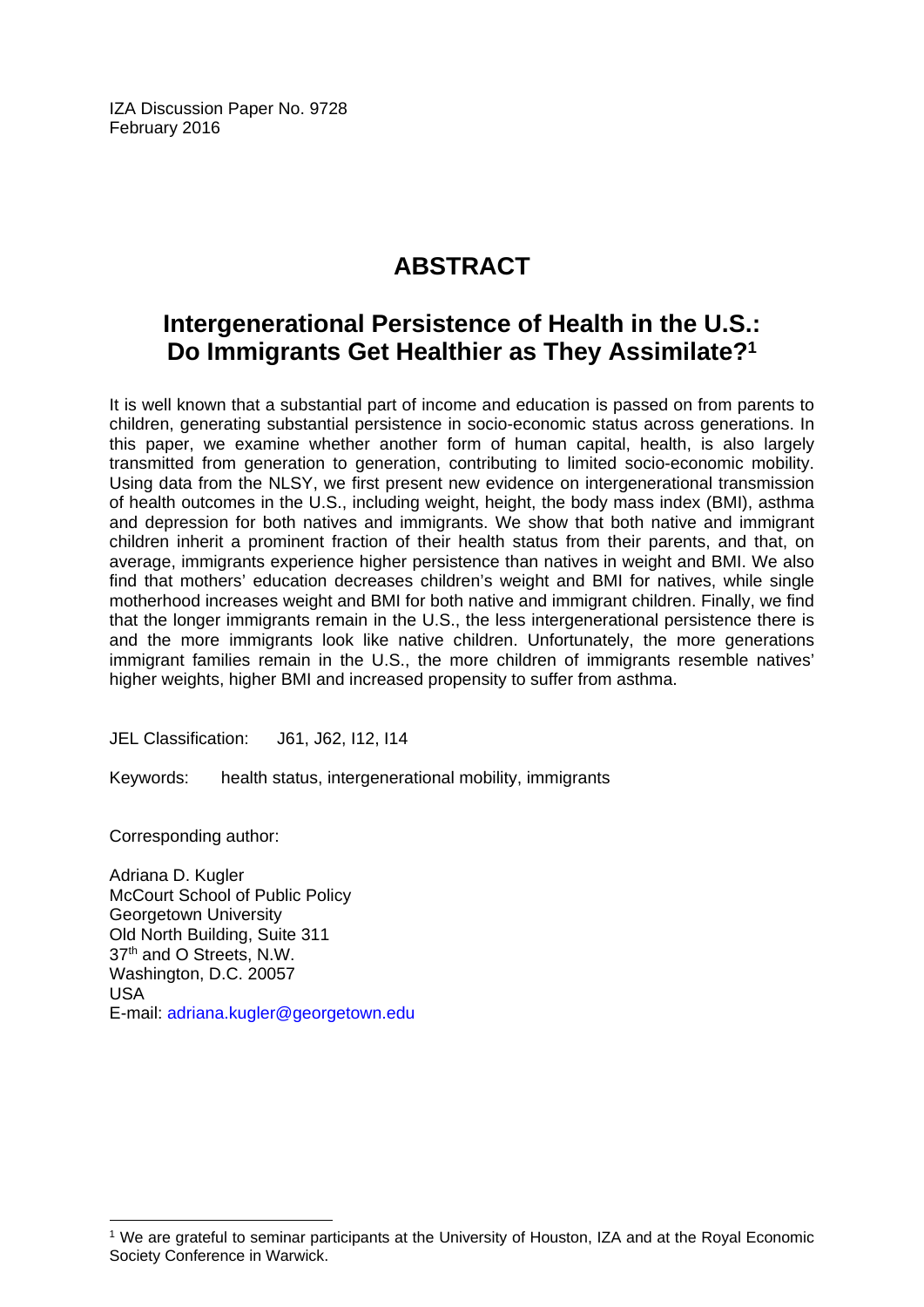IZA Discussion Paper No. 9728
February 2016

# ABSTRACT

## Intergenerational Persistence of Health in the U.S.: Do Immigrants Get Healthier as They Assimilate?[1]

It is well known that a substantial part of income and education is passed on from parents to children, generating substantial persistence in socio-economic status across generations. In this paper, we examine whether another form of human capital, health, is also largely transmitted from generation to generation, contributing to limited socio-economic mobility. Using data from the NLSY, we first present new evidence on intergenerational transmission of health outcomes in the U.S., including weight, height, the body mass index (BMI), asthma and depression for both natives and immigrants. We show that both native and immigrant children inherit a prominent fraction of their health status from their parents, and that, on average, immigrants experience higher persistence than natives in weight and BMI. We also find that mothers' education decreases children's weight and BMI for natives, while single motherhood increases weight and BMI for both native and immigrant children. Finally, we find that the longer immigrants remain in the U.S., the less intergenerational persistence there is and the more immigrants look like native children. Unfortunately, the more generations immigrant families remain in the U.S., the more children of immigrants resemble natives' higher weights, higher BMI and increased propensity to suffer from asthma.

JEL Classification: J61, J62, I12, I14

Keywords: health status, intergenerational mobility, immigrants

Corresponding author:

Adriana D. Kugler
McCourt School of Public Policy
Georgetown University
Old North Building, Suite 311
37th and O Streets, N.W.
Washington, D.C. 20057
USA
E-mail: adriana.kugler@georgetown.edu

---

[1] We are grateful to seminar participants at the University of Houston, IZA and at the Royal Economic Society Conference in Warwick.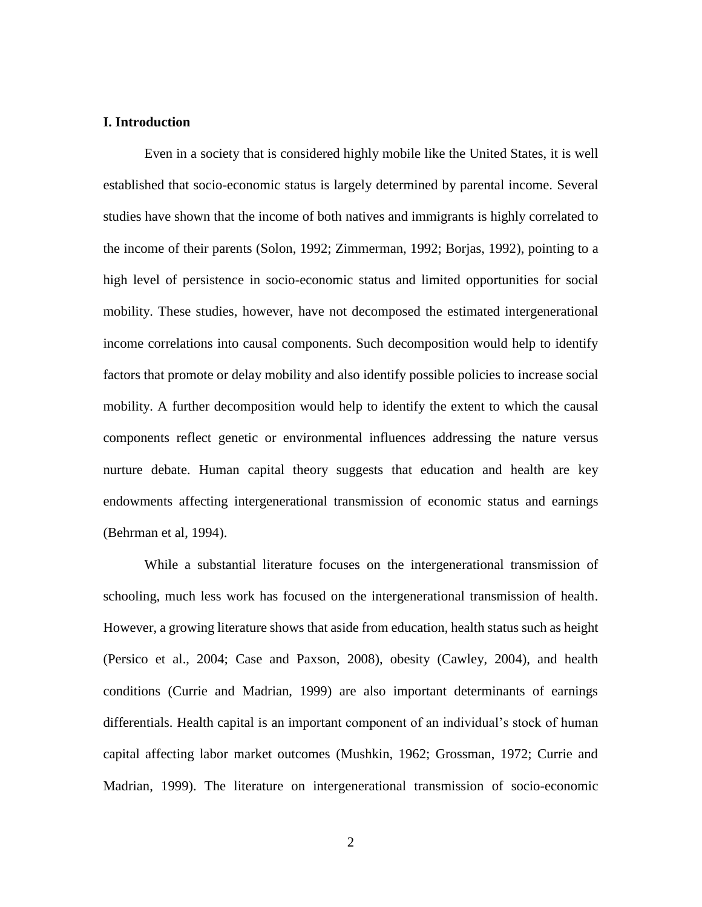## I. Introduction

Even in a society that is considered highly mobile like the United States, it is well established that socio-economic status is largely determined by parental income. Several studies have shown that the income of both natives and immigrants is highly correlated to the income of their parents (Solon, 1992; Zimmerman, 1992; Borjas, 1992), pointing to a high level of persistence in socio-economic status and limited opportunities for social mobility. These studies, however, have not decomposed the estimated intergenerational income correlations into causal components. Such decomposition would help to identify factors that promote or delay mobility and also identify possible policies to increase social mobility. A further decomposition would help to identify the extent to which the causal components reflect genetic or environmental influences addressing the nature versus nurture debate. Human capital theory suggests that education and health are key endowments affecting intergenerational transmission of economic status and earnings (Behrman et al, 1994).

While a substantial literature focuses on the intergenerational transmission of schooling, much less work has focused on the intergenerational transmission of health. However, a growing literature shows that aside from education, health status such as height (Persico et al., 2004; Case and Paxson, 2008), obesity (Cawley, 2004), and health conditions (Currie and Madrian, 1999) are also important determinants of earnings differentials. Health capital is an important component of an individual's stock of human capital affecting labor market outcomes (Mushkin, 1962; Grossman, 1972; Currie and Madrian, 1999). The literature on intergenerational transmission of socio-economic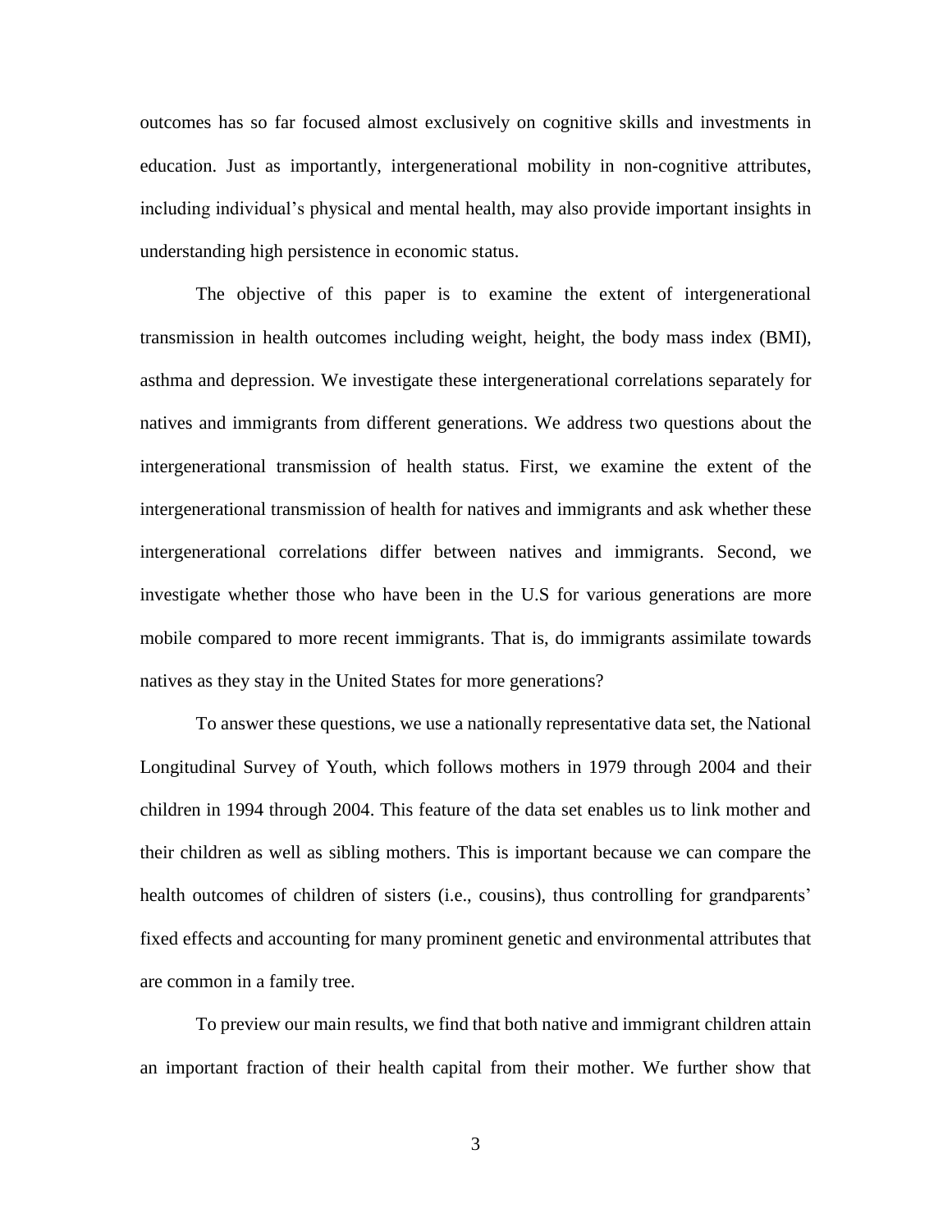outcomes has so far focused almost exclusively on cognitive skills and investments in education. Just as importantly, intergenerational mobility in non-cognitive attributes, including individual's physical and mental health, may also provide important insights in understanding high persistence in economic status.

The objective of this paper is to examine the extent of intergenerational transmission in health outcomes including weight, height, the body mass index (BMI), asthma and depression. We investigate these intergenerational correlations separately for natives and immigrants from different generations. We address two questions about the intergenerational transmission of health status. First, we examine the extent of the intergenerational transmission of health for natives and immigrants and ask whether these intergenerational correlations differ between natives and immigrants. Second, we investigate whether those who have been in the U.S for various generations are more mobile compared to more recent immigrants. That is, do immigrants assimilate towards natives as they stay in the United States for more generations?

To answer these questions, we use a nationally representative data set, the National Longitudinal Survey of Youth, which follows mothers in 1979 through 2004 and their children in 1994 through 2004. This feature of the data set enables us to link mother and their children as well as sibling mothers. This is important because we can compare the health outcomes of children of sisters (i.e., cousins), thus controlling for grandparents' fixed effects and accounting for many prominent genetic and environmental attributes that are common in a family tree.

To preview our main results, we find that both native and immigrant children attain an important fraction of their health capital from their mother. We further show that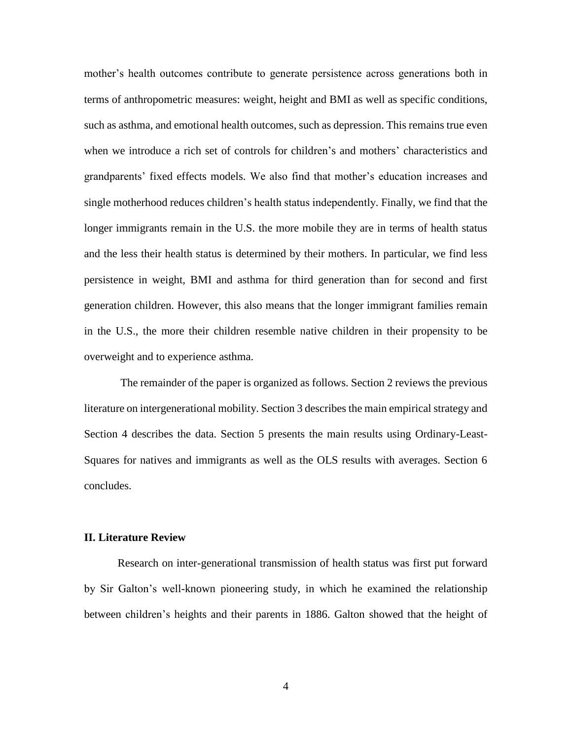mother's health outcomes contribute to generate persistence across generations both in terms of anthropometric measures: weight, height and BMI as well as specific conditions, such as asthma, and emotional health outcomes, such as depression. This remains true even when we introduce a rich set of controls for children's and mothers' characteristics and grandparents' fixed effects models. We also find that mother's education increases and single motherhood reduces children's health status independently. Finally, we find that the longer immigrants remain in the U.S. the more mobile they are in terms of health status and the less their health status is determined by their mothers. In particular, we find less persistence in weight, BMI and asthma for third generation than for second and first generation children. However, this also means that the longer immigrant families remain in the U.S., the more their children resemble native children in their propensity to be overweight and to experience asthma.

The remainder of the paper is organized as follows. Section 2 reviews the previous literature on intergenerational mobility. Section 3 describes the main empirical strategy and Section 4 describes the data. Section 5 presents the main results using Ordinary-Least-Squares for natives and immigrants as well as the OLS results with averages. Section 6 concludes.

## II. Literature Review

Research on inter-generational transmission of health status was first put forward by Sir Galton's well-known pioneering study, in which he examined the relationship between children's heights and their parents in 1886. Galton showed that the height of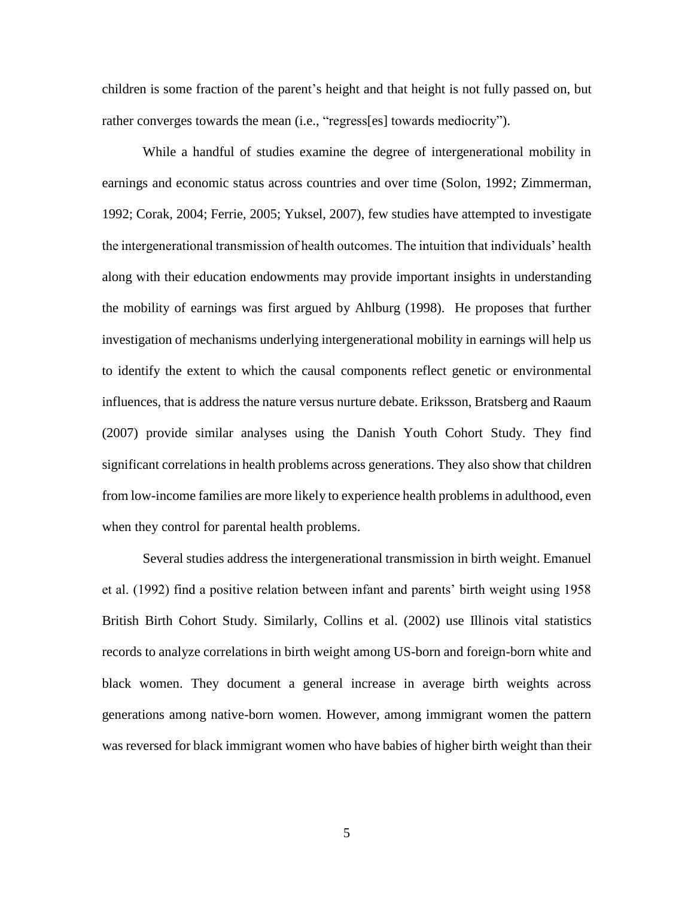children is some fraction of the parent's height and that height is not fully passed on, but rather converges towards the mean (i.e., "regress[es] towards mediocrity").

While a handful of studies examine the degree of intergenerational mobility in earnings and economic status across countries and over time (Solon, 1992; Zimmerman, 1992; Corak, 2004; Ferrie, 2005; Yuksel, 2007), few studies have attempted to investigate the intergenerational transmission of health outcomes. The intuition that individuals' health along with their education endowments may provide important insights in understanding the mobility of earnings was first argued by Ahlburg (1998). He proposes that further investigation of mechanisms underlying intergenerational mobility in earnings will help us to identify the extent to which the causal components reflect genetic or environmental influences, that is address the nature versus nurture debate. Eriksson, Bratsberg and Raaum (2007) provide similar analyses using the Danish Youth Cohort Study. They find significant correlations in health problems across generations. They also show that children from low-income families are more likely to experience health problems in adulthood, even when they control for parental health problems.

Several studies address the intergenerational transmission in birth weight. Emanuel et al. (1992) find a positive relation between infant and parents' birth weight using 1958 British Birth Cohort Study. Similarly, Collins et al. (2002) use Illinois vital statistics records to analyze correlations in birth weight among US-born and foreign-born white and black women. They document a general increase in average birth weights across generations among native-born women. However, among immigrant women the pattern was reversed for black immigrant women who have babies of higher birth weight than their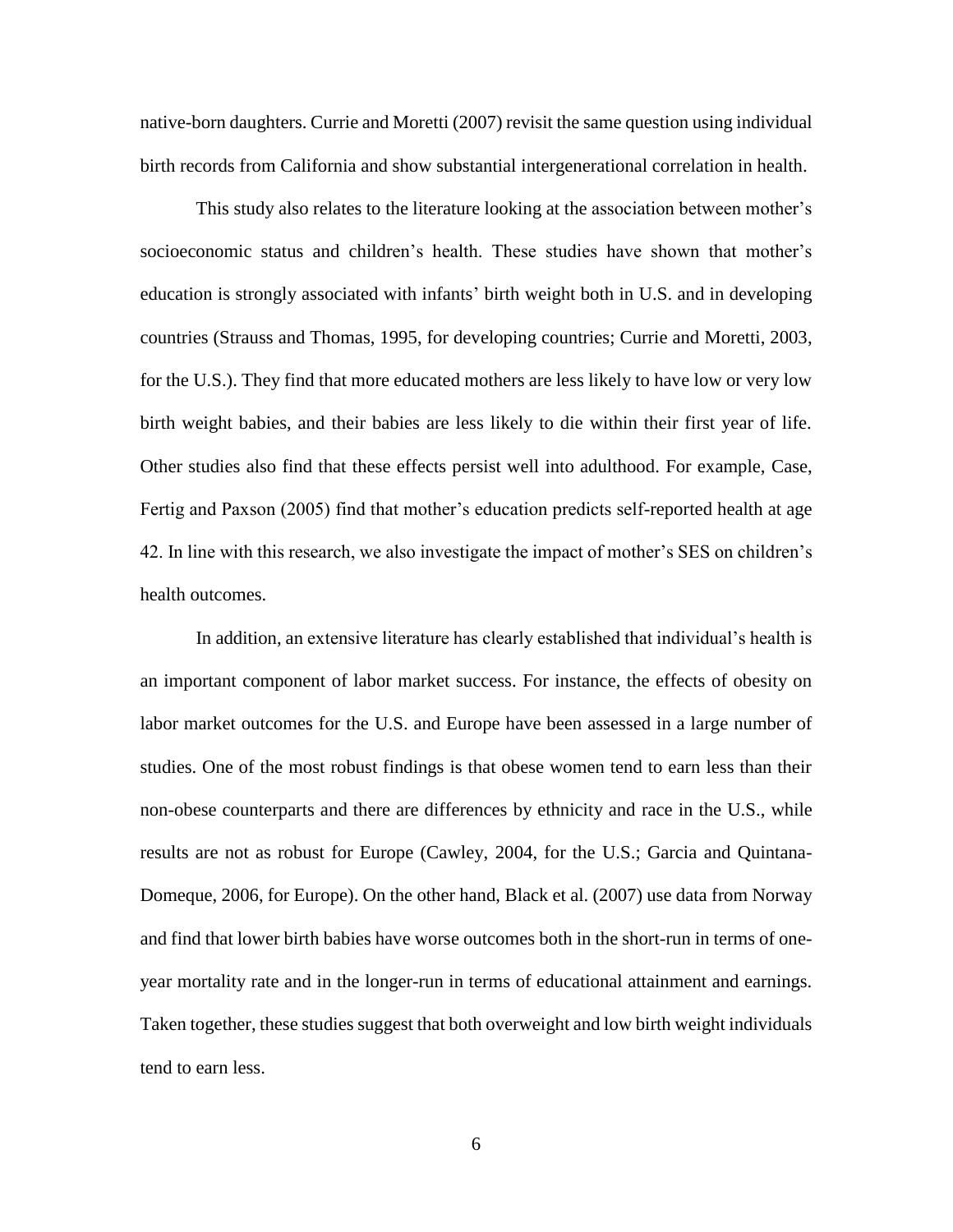native-born daughters. Currie and Moretti (2007) revisit the same question using individual birth records from California and show substantial intergenerational correlation in health.

This study also relates to the literature looking at the association between mother's socioeconomic status and children's health. These studies have shown that mother's education is strongly associated with infants' birth weight both in U.S. and in developing countries (Strauss and Thomas, 1995, for developing countries; Currie and Moretti, 2003, for the U.S.). They find that more educated mothers are less likely to have low or very low birth weight babies, and their babies are less likely to die within their first year of life. Other studies also find that these effects persist well into adulthood. For example, Case, Fertig and Paxson (2005) find that mother's education predicts self-reported health at age 42. In line with this research, we also investigate the impact of mother's SES on children's health outcomes.

In addition, an extensive literature has clearly established that individual's health is an important component of labor market success. For instance, the effects of obesity on labor market outcomes for the U.S. and Europe have been assessed in a large number of studies. One of the most robust findings is that obese women tend to earn less than their non-obese counterparts and there are differences by ethnicity and race in the U.S., while results are not as robust for Europe (Cawley, 2004, for the U.S.; Garcia and Quintana-Domeque, 2006, for Europe). On the other hand, Black et al. (2007) use data from Norway and find that lower birth babies have worse outcomes both in the short-run in terms of one-year mortality rate and in the longer-run in terms of educational attainment and earnings. Taken together, these studies suggest that both overweight and low birth weight individuals tend to earn less.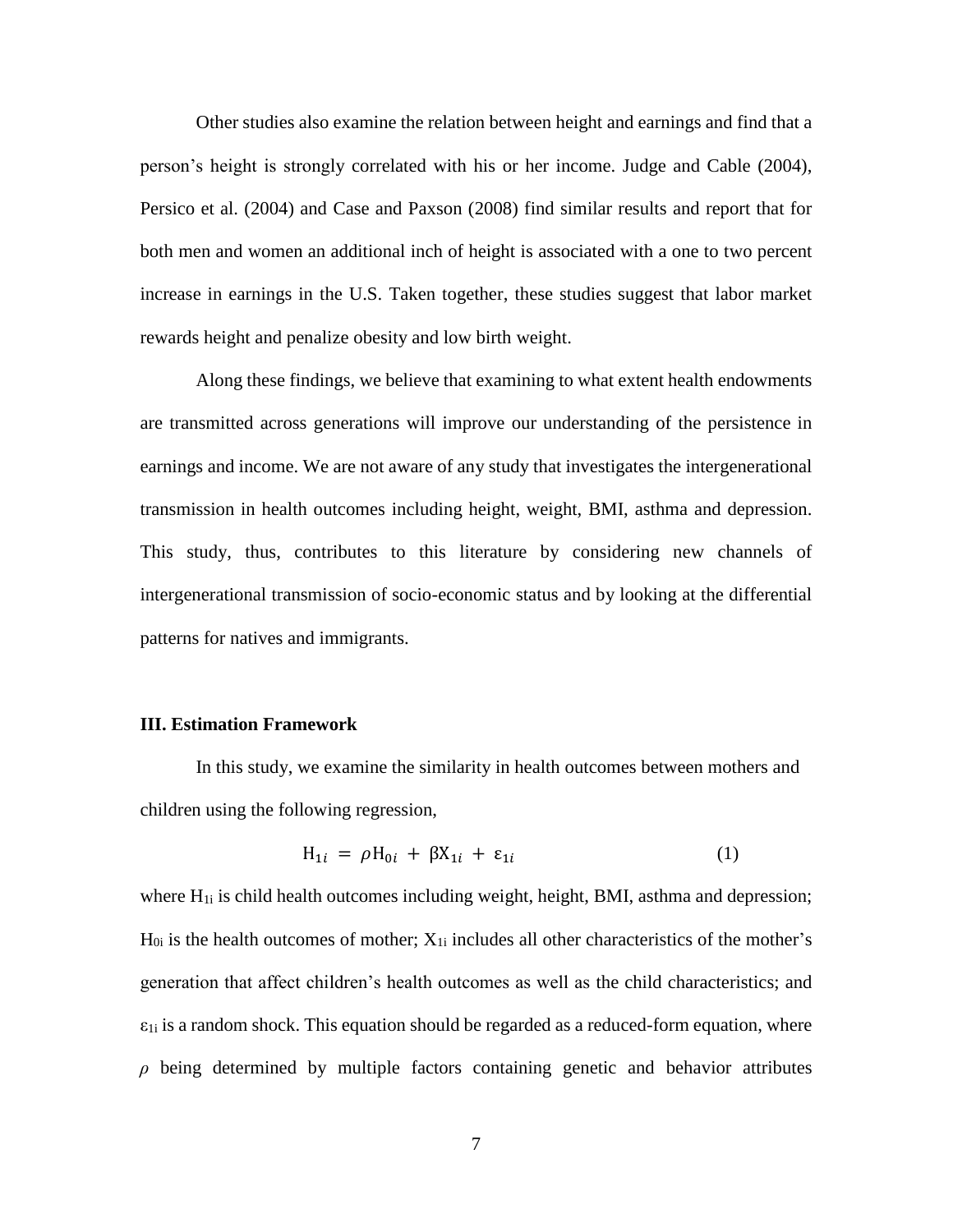Other studies also examine the relation between height and earnings and find that a person's height is strongly correlated with his or her income. Judge and Cable (2004), Persico et al. (2004) and Case and Paxson (2008) find similar results and report that for both men and women an additional inch of height is associated with a one to two percent increase in earnings in the U.S. Taken together, these studies suggest that labor market rewards height and penalize obesity and low birth weight.

Along these findings, we believe that examining to what extent health endowments are transmitted across generations will improve our understanding of the persistence in earnings and income. We are not aware of any study that investigates the intergenerational transmission in health outcomes including height, weight, BMI, asthma and depression. This study, thus, contributes to this literature by considering new channels of intergenerational transmission of socio-economic status and by looking at the differential patterns for natives and immigrants.

### III. Estimation Framework

In this study, we examine the similarity in health outcomes between mothers and children using the following regression,

$$\mathrm{H}_{1i} = \rho \mathrm{H}_{0i} + \beta \mathrm{X}_{1i} + \varepsilon_{1i} \tag{1}$$

where $\mathrm{H}_{1i}$ is child health outcomes including weight, height, BMI, asthma and depression; $\mathrm{H}_{0i}$ is the health outcomes of mother; $\mathrm{X}_{1i}$ includes all other characteristics of the mother's generation that affect children's health outcomes as well as the child characteristics; and $\varepsilon_{1i}$ is a random shock. This equation should be regarded as a reduced-form equation, where $\rho$ being determined by multiple factors containing genetic and behavior attributes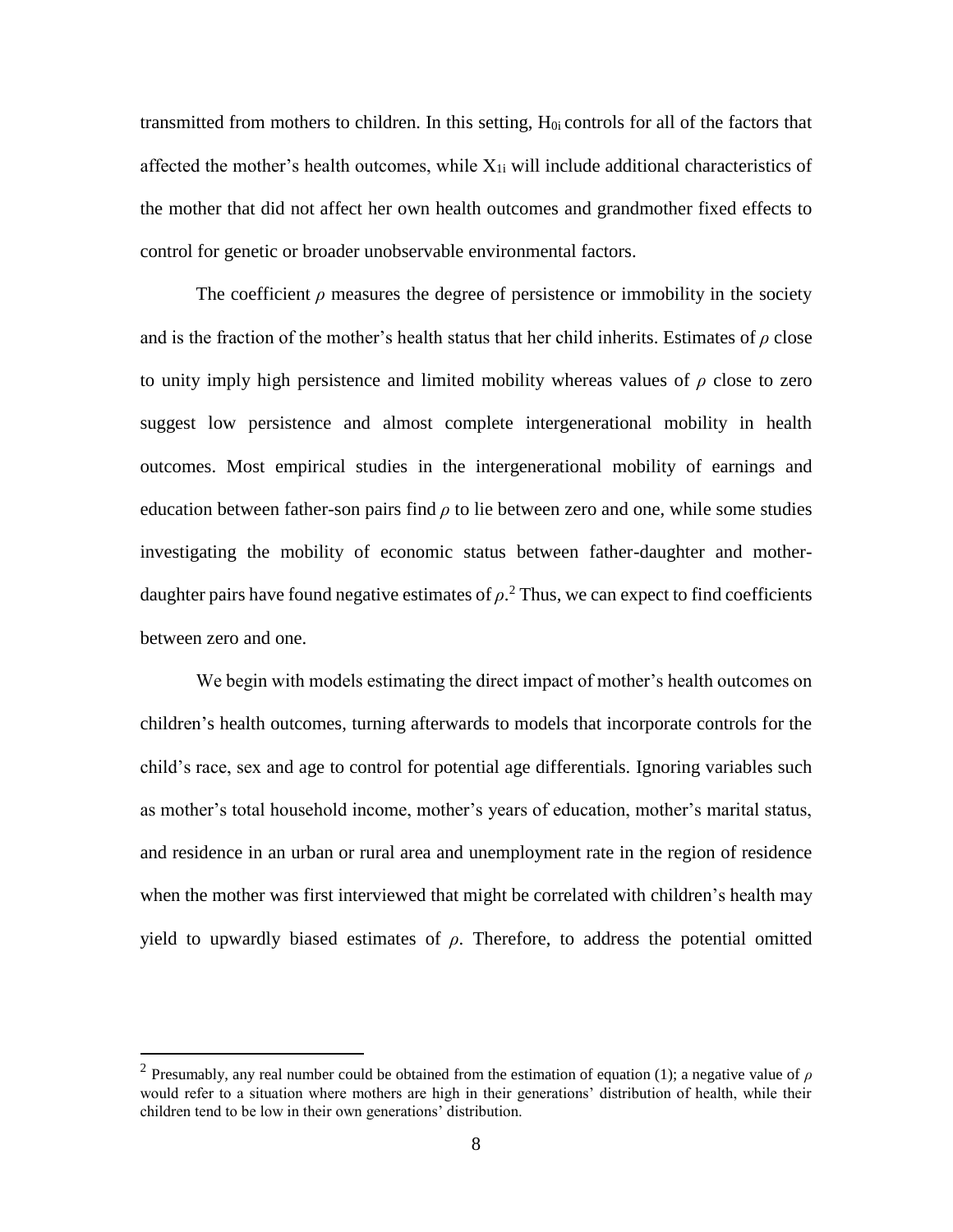transmitted from mothers to children. In this setting, $H_{0i}$ controls for all of the factors that affected the mother's health outcomes, while $X_{1i}$ will include additional characteristics of the mother that did not affect her own health outcomes and grandmother fixed effects to control for genetic or broader unobservable environmental factors.

The coefficient $\rho$ measures the degree of persistence or immobility in the society and is the fraction of the mother's health status that her child inherits. Estimates of $\rho$ close to unity imply high persistence and limited mobility whereas values of $\rho$ close to zero suggest low persistence and almost complete intergenerational mobility in health outcomes. Most empirical studies in the intergenerational mobility of earnings and education between father-son pairs find $\rho$ to lie between zero and one, while some studies investigating the mobility of economic status between father-daughter and mother-daughter pairs have found negative estimates of $\rho$.[2] Thus, we can expect to find coefficients between zero and one.

We begin with models estimating the direct impact of mother's health outcomes on children's health outcomes, turning afterwards to models that incorporate controls for the child's race, sex and age to control for potential age differentials. Ignoring variables such as mother's total household income, mother's years of education, mother's marital status, and residence in an urban or rural area and unemployment rate in the region of residence when the mother was first interviewed that might be correlated with children's health may yield to upwardly biased estimates of $\rho$. Therefore, to address the potential omitted

[2] Presumably, any real number could be obtained from the estimation of equation (1); a negative value of $\rho$ would refer to a situation where mothers are high in their generations' distribution of health, while their children tend to be low in their own generations' distribution.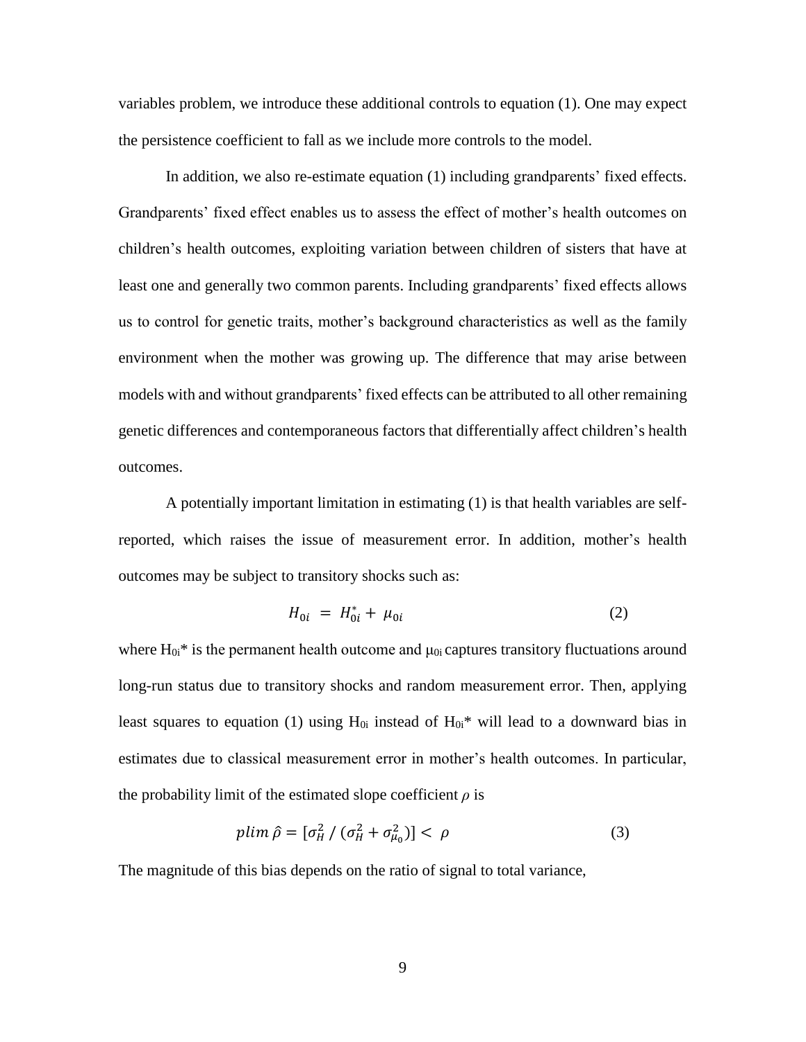variables problem, we introduce these additional controls to equation (1). One may expect the persistence coefficient to fall as we include more controls to the model.

In addition, we also re-estimate equation (1) including grandparents' fixed effects. Grandparents' fixed effect enables us to assess the effect of mother's health outcomes on children's health outcomes, exploiting variation between children of sisters that have at least one and generally two common parents. Including grandparents' fixed effects allows us to control for genetic traits, mother's background characteristics as well as the family environment when the mother was growing up. The difference that may arise between models with and without grandparents' fixed effects can be attributed to all other remaining genetic differences and contemporaneous factors that differentially affect children's health outcomes.

A potentially important limitation in estimating (1) is that health variables are self-reported, which raises the issue of measurement error. In addition, mother's health outcomes may be subject to transitory shocks such as:

$$H_{0i} = H_{0i}^{*} + \mu_{0i} \qquad (2)$$

where $H_{0i}^{*}$ is the permanent health outcome and $\mu_{0i}$ captures transitory fluctuations around long-run status due to transitory shocks and random measurement error. Then, applying least squares to equation (1) using $H_{0i}$ instead of $H_{0i}^{*}$ will lead to a downward bias in estimates due to classical measurement error in mother's health outcomes. In particular, the probability limit of the estimated slope coefficient $\rho$ is

$$plim\ \hat{\rho} = [\sigma_{H}^{2} \,/\, (\sigma_{H}^{2} + \sigma_{\mu_0}^{2})] < \rho \qquad (3)$$

The magnitude of this bias depends on the ratio of signal to total variance,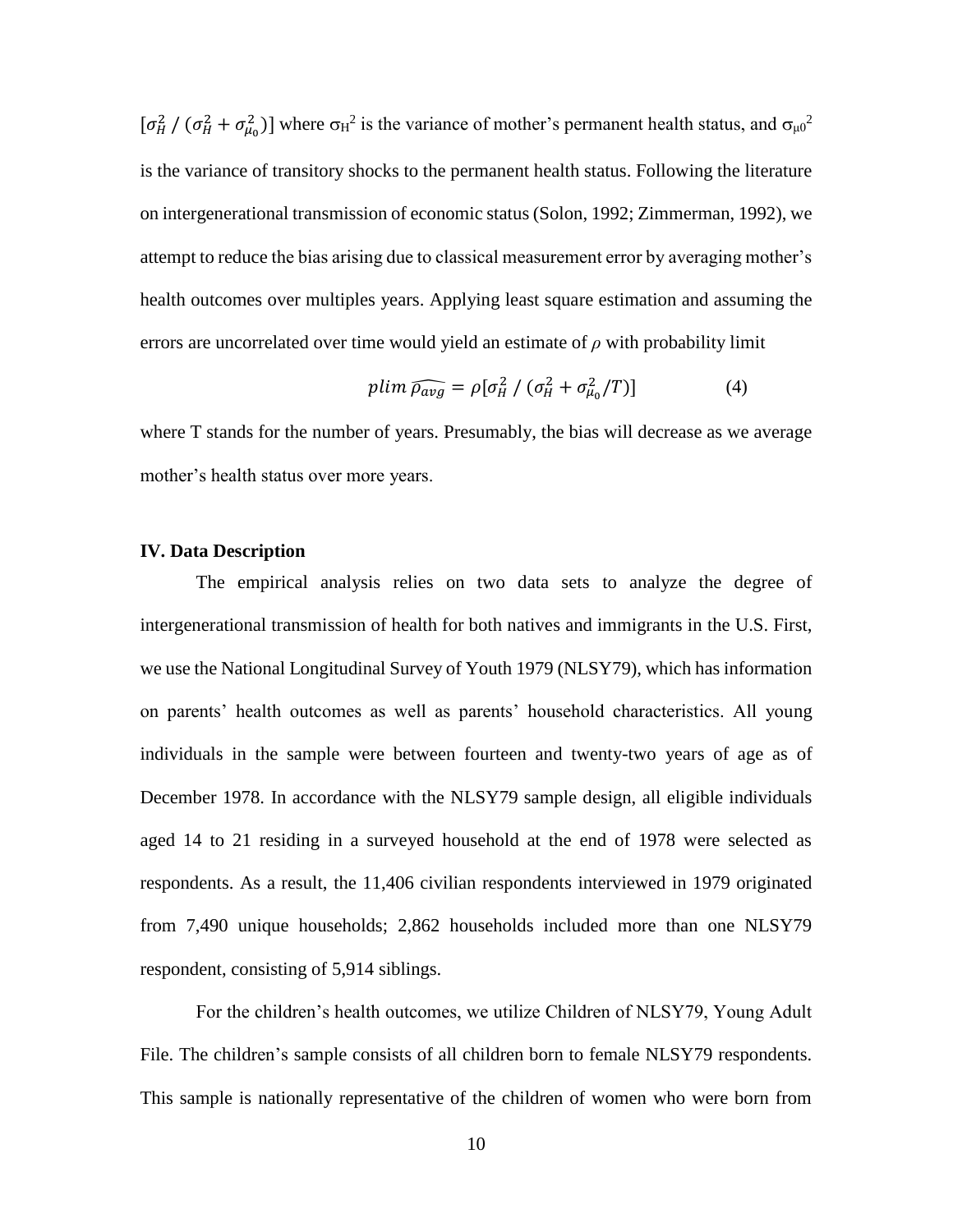$[\sigma_H^2 / (\sigma_H^2 + \sigma_{\mu_0}^2)]$ where $\sigma_H^2$ is the variance of mother's permanent health status, and $\sigma_{\mu 0}^2$ is the variance of transitory shocks to the permanent health status. Following the literature on intergenerational transmission of economic status (Solon, 1992; Zimmerman, 1992), we attempt to reduce the bias arising due to classical measurement error by averaging mother's health outcomes over multiples years. Applying least square estimation and assuming the errors are uncorrelated over time would yield an estimate of $\rho$ with probability limit

$$plim\ \widehat{\rho_{avg}} = \rho[\sigma_H^2 / (\sigma_H^2 + \sigma_{\mu_0}^2/T)] \qquad (4)$$

where T stands for the number of years. Presumably, the bias will decrease as we average mother's health status over more years.

### IV. Data Description

The empirical analysis relies on two data sets to analyze the degree of intergenerational transmission of health for both natives and immigrants in the U.S. First, we use the National Longitudinal Survey of Youth 1979 (NLSY79), which has information on parents' health outcomes as well as parents' household characteristics. All young individuals in the sample were between fourteen and twenty-two years of age as of December 1978. In accordance with the NLSY79 sample design, all eligible individuals aged 14 to 21 residing in a surveyed household at the end of 1978 were selected as respondents. As a result, the 11,406 civilian respondents interviewed in 1979 originated from 7,490 unique households; 2,862 households included more than one NLSY79 respondent, consisting of 5,914 siblings.

For the children's health outcomes, we utilize Children of NLSY79, Young Adult File. The children's sample consists of all children born to female NLSY79 respondents. This sample is nationally representative of the children of women who were born from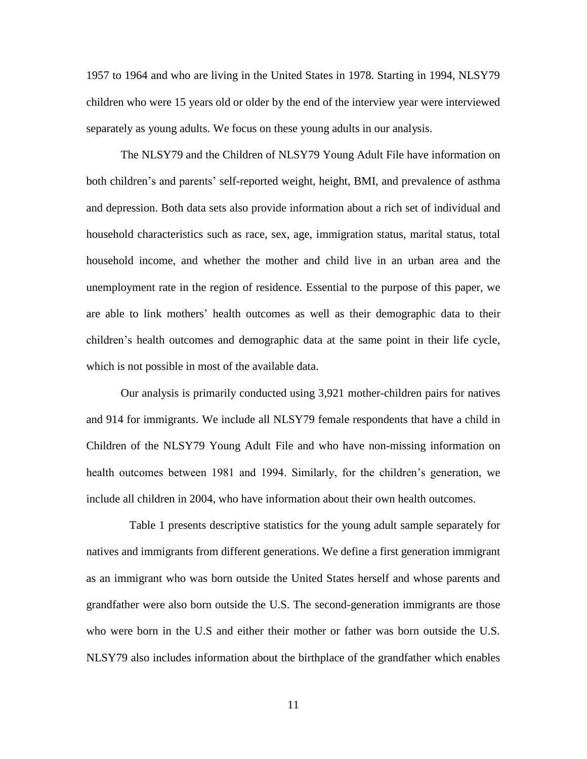1957 to 1964 and who are living in the United States in 1978. Starting in 1994, NLSY79 children who were 15 years old or older by the end of the interview year were interviewed separately as young adults. We focus on these young adults in our analysis.

The NLSY79 and the Children of NLSY79 Young Adult File have information on both children's and parents' self-reported weight, height, BMI, and prevalence of asthma and depression. Both data sets also provide information about a rich set of individual and household characteristics such as race, sex, age, immigration status, marital status, total household income, and whether the mother and child live in an urban area and the unemployment rate in the region of residence. Essential to the purpose of this paper, we are able to link mothers' health outcomes as well as their demographic data to their children's health outcomes and demographic data at the same point in their life cycle, which is not possible in most of the available data.

Our analysis is primarily conducted using 3,921 mother-children pairs for natives and 914 for immigrants. We include all NLSY79 female respondents that have a child in Children of the NLSY79 Young Adult File and who have non-missing information on health outcomes between 1981 and 1994. Similarly, for the children's generation, we include all children in 2004, who have information about their own health outcomes.

Table 1 presents descriptive statistics for the young adult sample separately for natives and immigrants from different generations. We define a first generation immigrant as an immigrant who was born outside the United States herself and whose parents and grandfather were also born outside the U.S. The second-generation immigrants are those who were born in the U.S and either their mother or father was born outside the U.S. NLSY79 also includes information about the birthplace of the grandfather which enables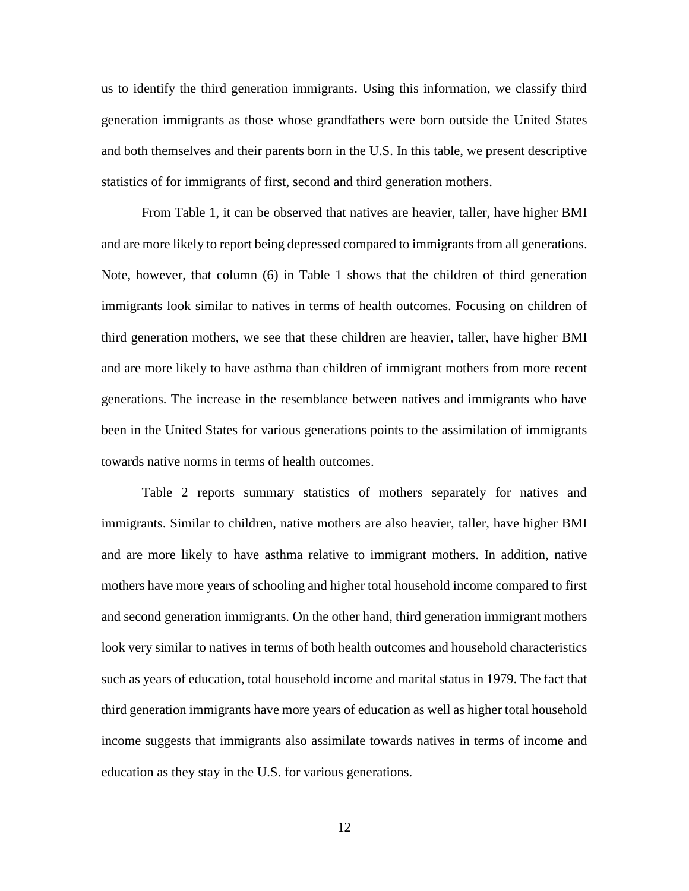us to identify the third generation immigrants. Using this information, we classify third generation immigrants as those whose grandfathers were born outside the United States and both themselves and their parents born in the U.S. In this table, we present descriptive statistics of for immigrants of first, second and third generation mothers.

From Table 1, it can be observed that natives are heavier, taller, have higher BMI and are more likely to report being depressed compared to immigrants from all generations. Note, however, that column (6) in Table 1 shows that the children of third generation immigrants look similar to natives in terms of health outcomes. Focusing on children of third generation mothers, we see that these children are heavier, taller, have higher BMI and are more likely to have asthma than children of immigrant mothers from more recent generations. The increase in the resemblance between natives and immigrants who have been in the United States for various generations points to the assimilation of immigrants towards native norms in terms of health outcomes.

Table 2 reports summary statistics of mothers separately for natives and immigrants. Similar to children, native mothers are also heavier, taller, have higher BMI and are more likely to have asthma relative to immigrant mothers. In addition, native mothers have more years of schooling and higher total household income compared to first and second generation immigrants. On the other hand, third generation immigrant mothers look very similar to natives in terms of both health outcomes and household characteristics such as years of education, total household income and marital status in 1979. The fact that third generation immigrants have more years of education as well as higher total household income suggests that immigrants also assimilate towards natives in terms of income and education as they stay in the U.S. for various generations.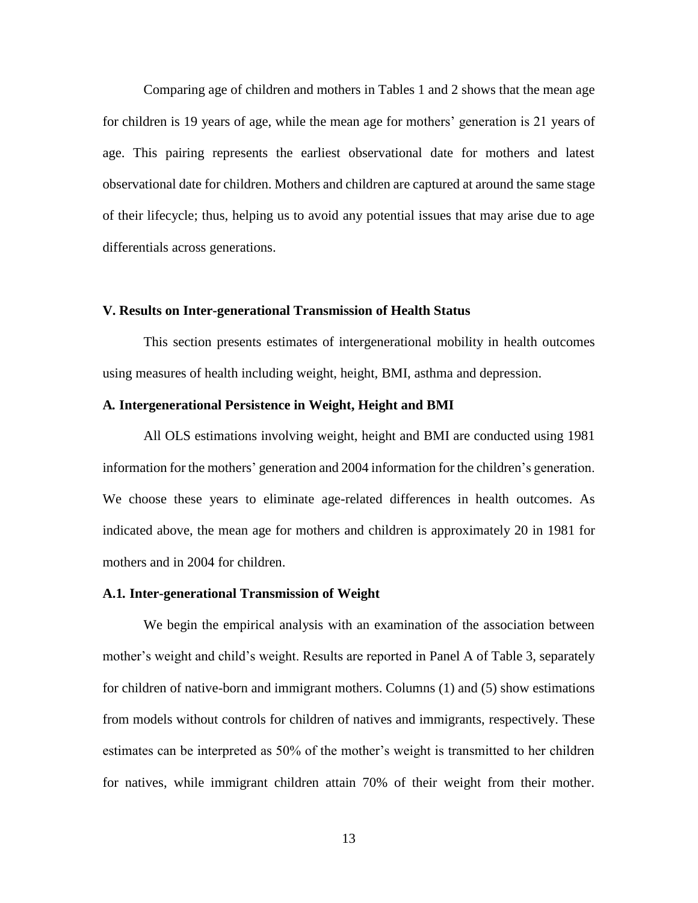Comparing age of children and mothers in Tables 1 and 2 shows that the mean age for children is 19 years of age, while the mean age for mothers' generation is 21 years of age. This pairing represents the earliest observational date for mothers and latest observational date for children. Mothers and children are captured at around the same stage of their lifecycle; thus, helping us to avoid any potential issues that may arise due to age differentials across generations.

## V. Results on Inter-generational Transmission of Health Status

This section presents estimates of intergenerational mobility in health outcomes using measures of health including weight, height, BMI, asthma and depression.

### A. Intergenerational Persistence in Weight, Height and BMI

All OLS estimations involving weight, height and BMI are conducted using 1981 information for the mothers' generation and 2004 information for the children's generation. We choose these years to eliminate age-related differences in health outcomes. As indicated above, the mean age for mothers and children is approximately 20 in 1981 for mothers and in 2004 for children.

#### A.1. Inter-generational Transmission of Weight

We begin the empirical analysis with an examination of the association between mother's weight and child's weight. Results are reported in Panel A of Table 3, separately for children of native-born and immigrant mothers. Columns (1) and (5) show estimations from models without controls for children of natives and immigrants, respectively. These estimates can be interpreted as 50% of the mother's weight is transmitted to her children for natives, while immigrant children attain 70% of their weight from their mother.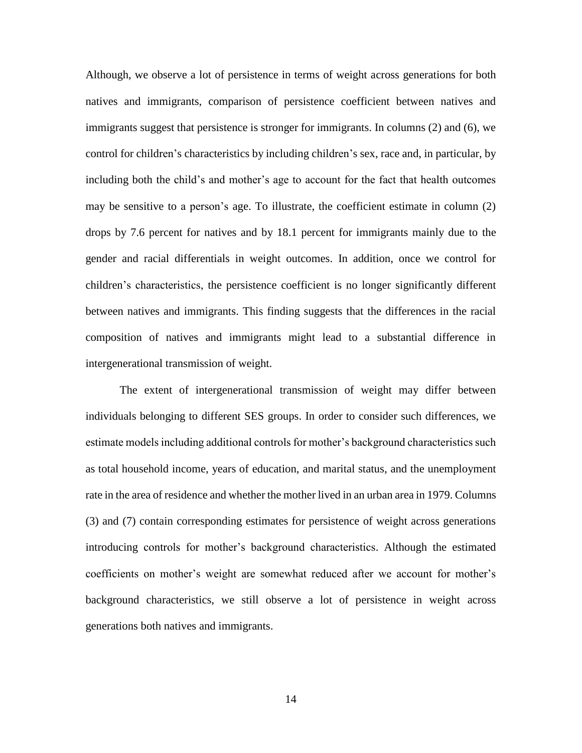Although, we observe a lot of persistence in terms of weight across generations for both natives and immigrants, comparison of persistence coefficient between natives and immigrants suggest that persistence is stronger for immigrants. In columns (2) and (6), we control for children's characteristics by including children's sex, race and, in particular, by including both the child's and mother's age to account for the fact that health outcomes may be sensitive to a person's age. To illustrate, the coefficient estimate in column (2) drops by 7.6 percent for natives and by 18.1 percent for immigrants mainly due to the gender and racial differentials in weight outcomes. In addition, once we control for children's characteristics, the persistence coefficient is no longer significantly different between natives and immigrants. This finding suggests that the differences in the racial composition of natives and immigrants might lead to a substantial difference in intergenerational transmission of weight.

The extent of intergenerational transmission of weight may differ between individuals belonging to different SES groups. In order to consider such differences, we estimate models including additional controls for mother's background characteristics such as total household income, years of education, and marital status, and the unemployment rate in the area of residence and whether the mother lived in an urban area in 1979. Columns (3) and (7) contain corresponding estimates for persistence of weight across generations introducing controls for mother's background characteristics. Although the estimated coefficients on mother's weight are somewhat reduced after we account for mother's background characteristics, we still observe a lot of persistence in weight across generations both natives and immigrants.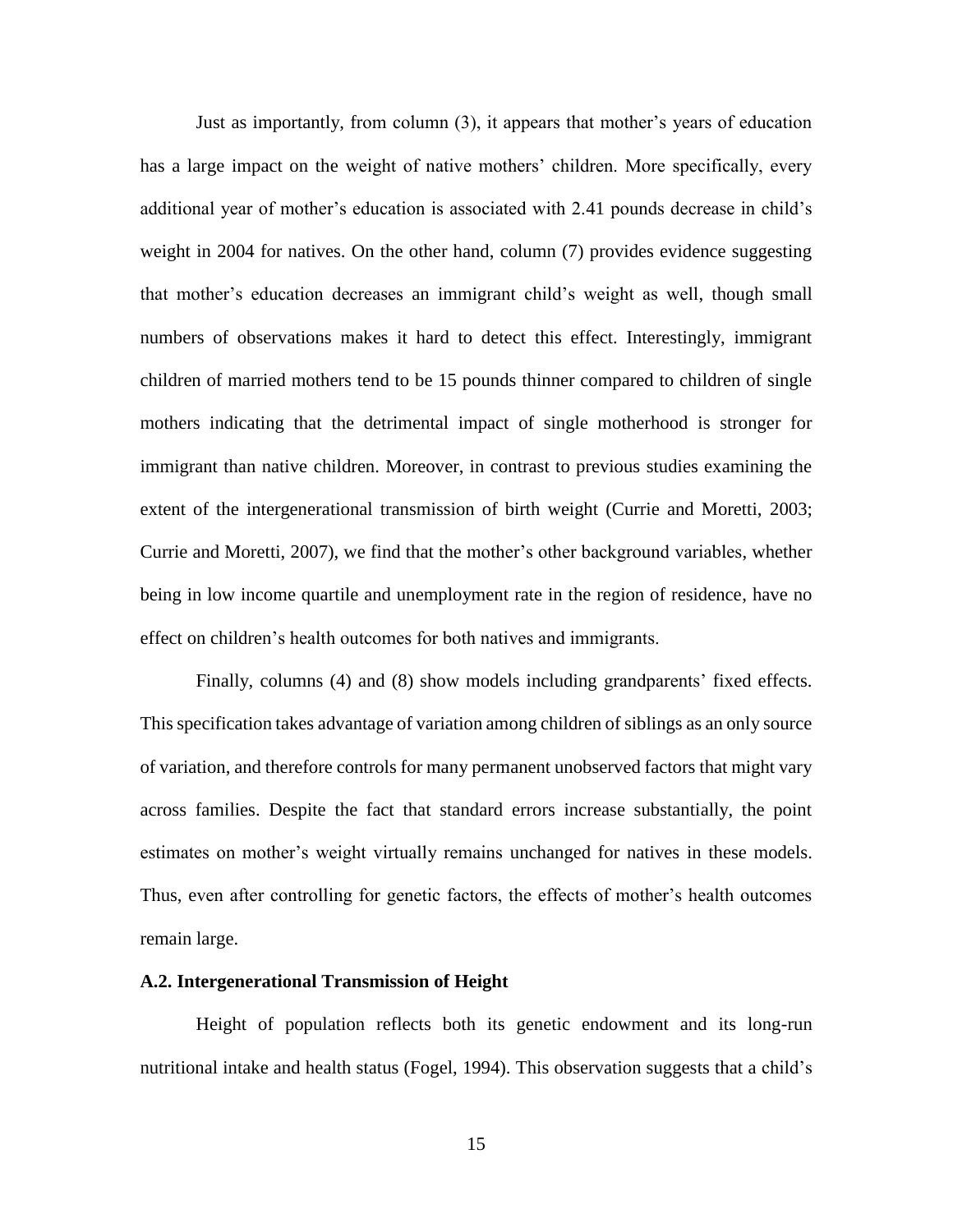Just as importantly, from column (3), it appears that mother's years of education has a large impact on the weight of native mothers' children. More specifically, every additional year of mother's education is associated with 2.41 pounds decrease in child's weight in 2004 for natives. On the other hand, column (7) provides evidence suggesting that mother's education decreases an immigrant child's weight as well, though small numbers of observations makes it hard to detect this effect. Interestingly, immigrant children of married mothers tend to be 15 pounds thinner compared to children of single mothers indicating that the detrimental impact of single motherhood is stronger for immigrant than native children. Moreover, in contrast to previous studies examining the extent of the intergenerational transmission of birth weight (Currie and Moretti, 2003; Currie and Moretti, 2007), we find that the mother's other background variables, whether being in low income quartile and unemployment rate in the region of residence, have no effect on children's health outcomes for both natives and immigrants.

Finally, columns (4) and (8) show models including grandparents' fixed effects. This specification takes advantage of variation among children of siblings as an only source of variation, and therefore controls for many permanent unobserved factors that might vary across families. Despite the fact that standard errors increase substantially, the point estimates on mother's weight virtually remains unchanged for natives in these models. Thus, even after controlling for genetic factors, the effects of mother's health outcomes remain large.

**A.2. Intergenerational Transmission of Height**

Height of population reflects both its genetic endowment and its long-run nutritional intake and health status (Fogel, 1994). This observation suggests that a child's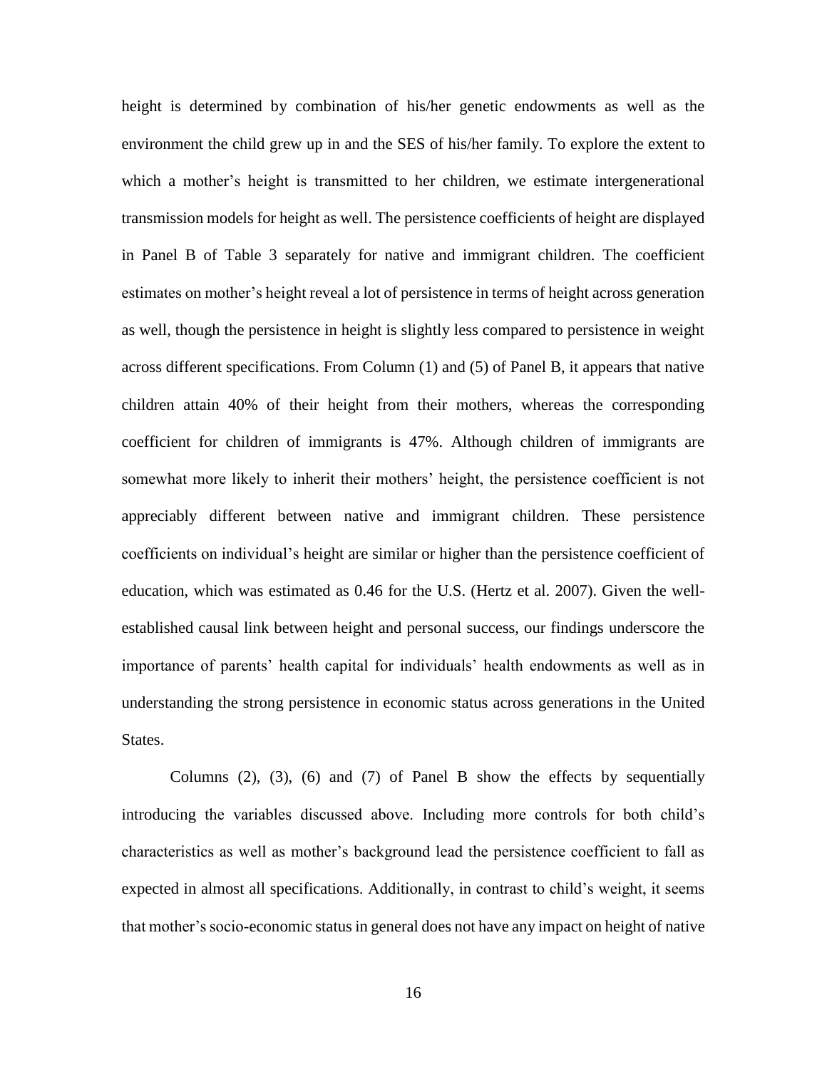height is determined by combination of his/her genetic endowments as well as the environment the child grew up in and the SES of his/her family. To explore the extent to which a mother's height is transmitted to her children, we estimate intergenerational transmission models for height as well. The persistence coefficients of height are displayed in Panel B of Table 3 separately for native and immigrant children. The coefficient estimates on mother's height reveal a lot of persistence in terms of height across generation as well, though the persistence in height is slightly less compared to persistence in weight across different specifications. From Column (1) and (5) of Panel B, it appears that native children attain 40% of their height from their mothers, whereas the corresponding coefficient for children of immigrants is 47%. Although children of immigrants are somewhat more likely to inherit their mothers' height, the persistence coefficient is not appreciably different between native and immigrant children. These persistence coefficients on individual's height are similar or higher than the persistence coefficient of education, which was estimated as 0.46 for the U.S. (Hertz et al. 2007). Given the well-established causal link between height and personal success, our findings underscore the importance of parents' health capital for individuals' health endowments as well as in understanding the strong persistence in economic status across generations in the United States.

Columns (2), (3), (6) and (7) of Panel B show the effects by sequentially introducing the variables discussed above. Including more controls for both child's characteristics as well as mother's background lead the persistence coefficient to fall as expected in almost all specifications. Additionally, in contrast to child's weight, it seems that mother's socio-economic status in general does not have any impact on height of native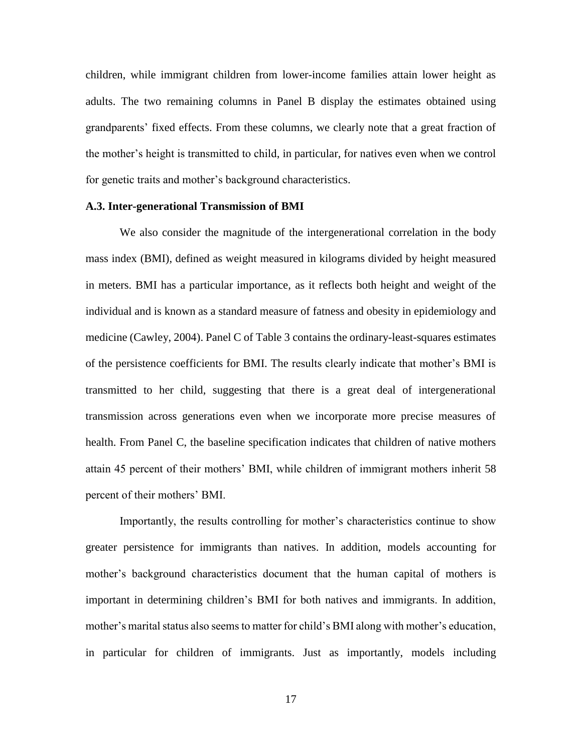children, while immigrant children from lower-income families attain lower height as adults. The two remaining columns in Panel B display the estimates obtained using grandparents' fixed effects. From these columns, we clearly note that a great fraction of the mother's height is transmitted to child, in particular, for natives even when we control for genetic traits and mother's background characteristics.

### A.3. Inter-generational Transmission of BMI

We also consider the magnitude of the intergenerational correlation in the body mass index (BMI), defined as weight measured in kilograms divided by height measured in meters. BMI has a particular importance, as it reflects both height and weight of the individual and is known as a standard measure of fatness and obesity in epidemiology and medicine (Cawley, 2004). Panel C of Table 3 contains the ordinary-least-squares estimates of the persistence coefficients for BMI. The results clearly indicate that mother's BMI is transmitted to her child, suggesting that there is a great deal of intergenerational transmission across generations even when we incorporate more precise measures of health. From Panel C, the baseline specification indicates that children of native mothers attain 45 percent of their mothers' BMI, while children of immigrant mothers inherit 58 percent of their mothers' BMI.

Importantly, the results controlling for mother's characteristics continue to show greater persistence for immigrants than natives. In addition, models accounting for mother's background characteristics document that the human capital of mothers is important in determining children's BMI for both natives and immigrants. In addition, mother's marital status also seems to matter for child's BMI along with mother's education, in particular for children of immigrants. Just as importantly, models including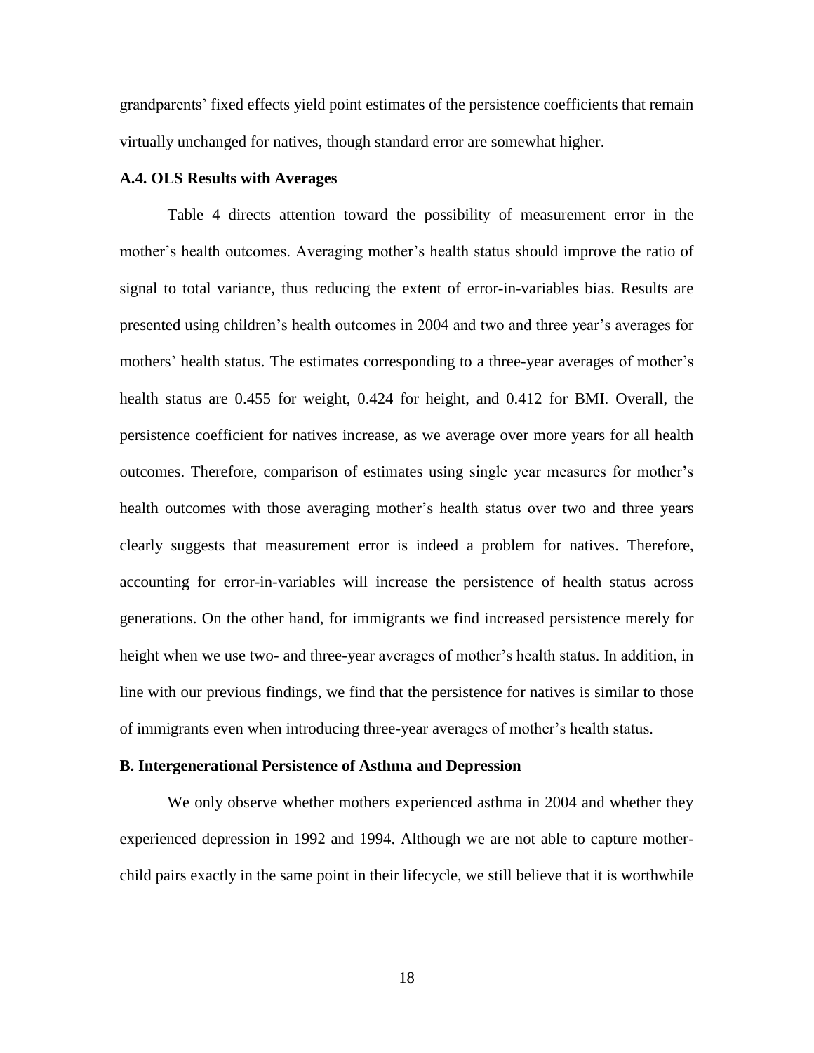grandparents' fixed effects yield point estimates of the persistence coefficients that remain virtually unchanged for natives, though standard error are somewhat higher.

### A.4. OLS Results with Averages

Table 4 directs attention toward the possibility of measurement error in the mother's health outcomes. Averaging mother's health status should improve the ratio of signal to total variance, thus reducing the extent of error-in-variables bias. Results are presented using children's health outcomes in 2004 and two and three year's averages for mothers' health status. The estimates corresponding to a three-year averages of mother's health status are 0.455 for weight, 0.424 for height, and 0.412 for BMI. Overall, the persistence coefficient for natives increase, as we average over more years for all health outcomes. Therefore, comparison of estimates using single year measures for mother's health outcomes with those averaging mother's health status over two and three years clearly suggests that measurement error is indeed a problem for natives. Therefore, accounting for error-in-variables will increase the persistence of health status across generations. On the other hand, for immigrants we find increased persistence merely for height when we use two- and three-year averages of mother's health status. In addition, in line with our previous findings, we find that the persistence for natives is similar to those of immigrants even when introducing three-year averages of mother's health status.

### B. Intergenerational Persistence of Asthma and Depression

We only observe whether mothers experienced asthma in 2004 and whether they experienced depression in 1992 and 1994. Although we are not able to capture mother-child pairs exactly in the same point in their lifecycle, we still believe that it is worthwhile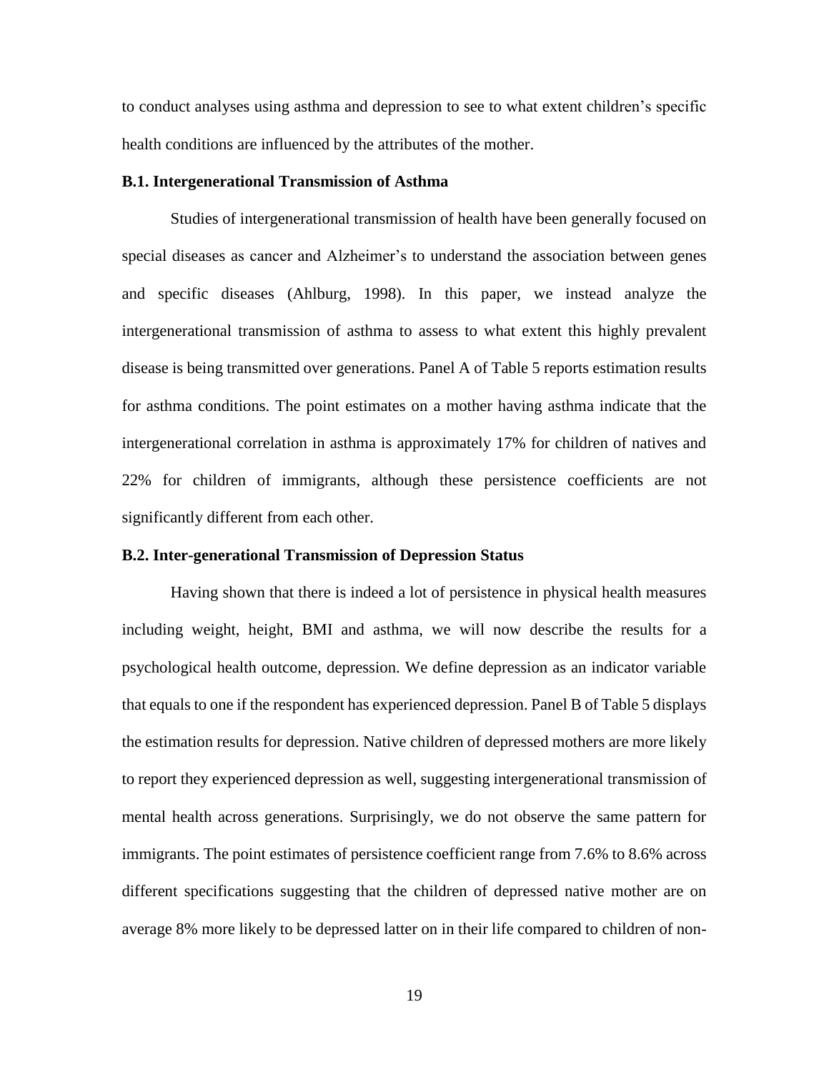to conduct analyses using asthma and depression to see to what extent children's specific health conditions are influenced by the attributes of the mother.

### B.1. Intergenerational Transmission of Asthma

Studies of intergenerational transmission of health have been generally focused on special diseases as cancer and Alzheimer's to understand the association between genes and specific diseases (Ahlburg, 1998). In this paper, we instead analyze the intergenerational transmission of asthma to assess to what extent this highly prevalent disease is being transmitted over generations. Panel A of Table 5 reports estimation results for asthma conditions. The point estimates on a mother having asthma indicate that the intergenerational correlation in asthma is approximately 17% for children of natives and 22% for children of immigrants, although these persistence coefficients are not significantly different from each other.

### B.2. Inter-generational Transmission of Depression Status

Having shown that there is indeed a lot of persistence in physical health measures including weight, height, BMI and asthma, we will now describe the results for a psychological health outcome, depression. We define depression as an indicator variable that equals to one if the respondent has experienced depression. Panel B of Table 5 displays the estimation results for depression. Native children of depressed mothers are more likely to report they experienced depression as well, suggesting intergenerational transmission of mental health across generations. Surprisingly, we do not observe the same pattern for immigrants. The point estimates of persistence coefficient range from 7.6% to 8.6% across different specifications suggesting that the children of depressed native mother are on average 8% more likely to be depressed latter on in their life compared to children of non-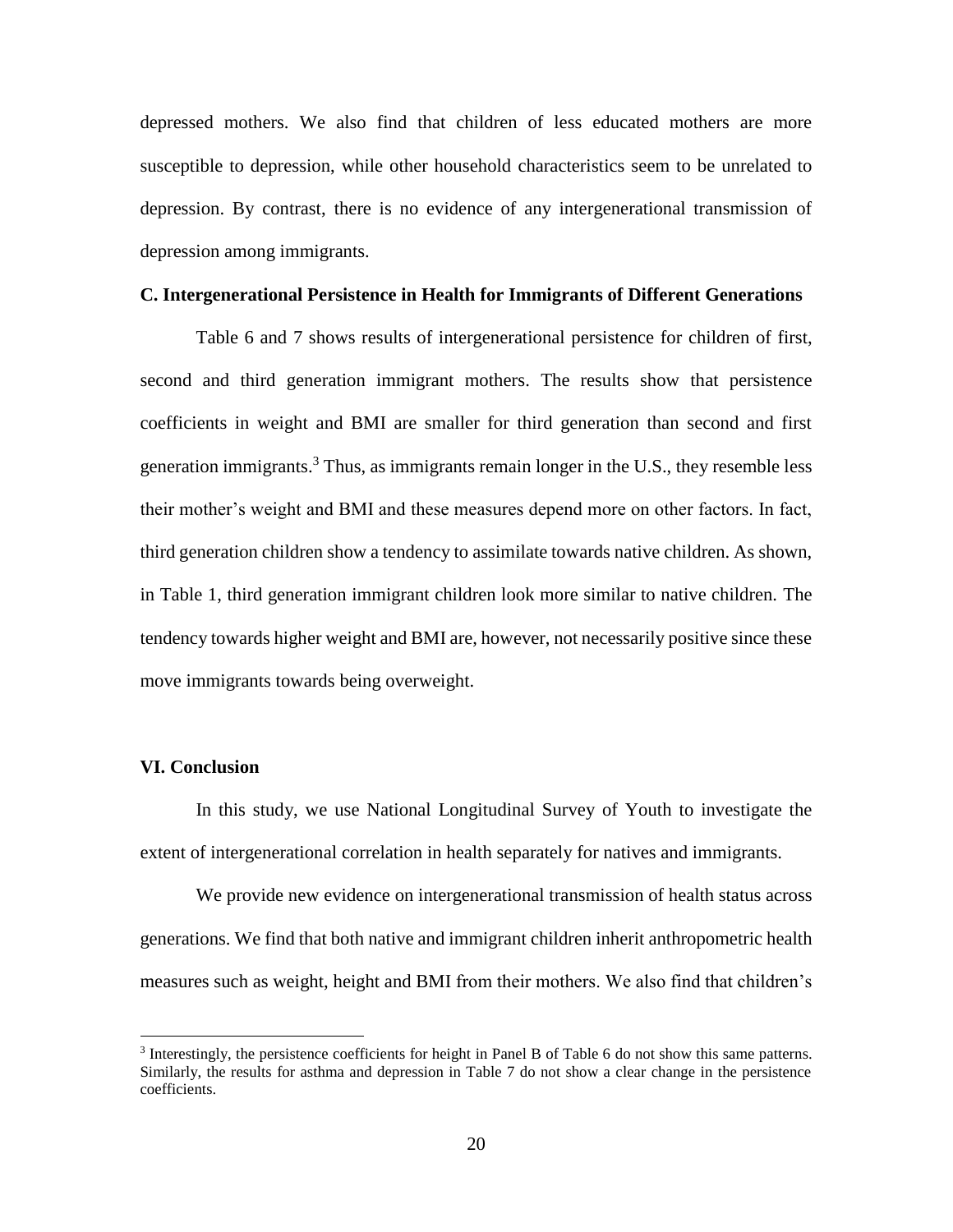depressed mothers. We also find that children of less educated mothers are more susceptible to depression, while other household characteristics seem to be unrelated to depression. By contrast, there is no evidence of any intergenerational transmission of depression among immigrants.

### C. Intergenerational Persistence in Health for Immigrants of Different Generations

Table 6 and 7 shows results of intergenerational persistence for children of first, second and third generation immigrant mothers. The results show that persistence coefficients in weight and BMI are smaller for third generation than second and first generation immigrants.[3] Thus, as immigrants remain longer in the U.S., they resemble less their mother's weight and BMI and these measures depend more on other factors. In fact, third generation children show a tendency to assimilate towards native children. As shown, in Table 1, third generation immigrant children look more similar to native children. The tendency towards higher weight and BMI are, however, not necessarily positive since these move immigrants towards being overweight.

## VI. Conclusion

In this study, we use National Longitudinal Survey of Youth to investigate the extent of intergenerational correlation in health separately for natives and immigrants.

We provide new evidence on intergenerational transmission of health status across generations. We find that both native and immigrant children inherit anthropometric health measures such as weight, height and BMI from their mothers. We also find that children's

[3] Interestingly, the persistence coefficients for height in Panel B of Table 6 do not show this same patterns. Similarly, the results for asthma and depression in Table 7 do not show a clear change in the persistence coefficients.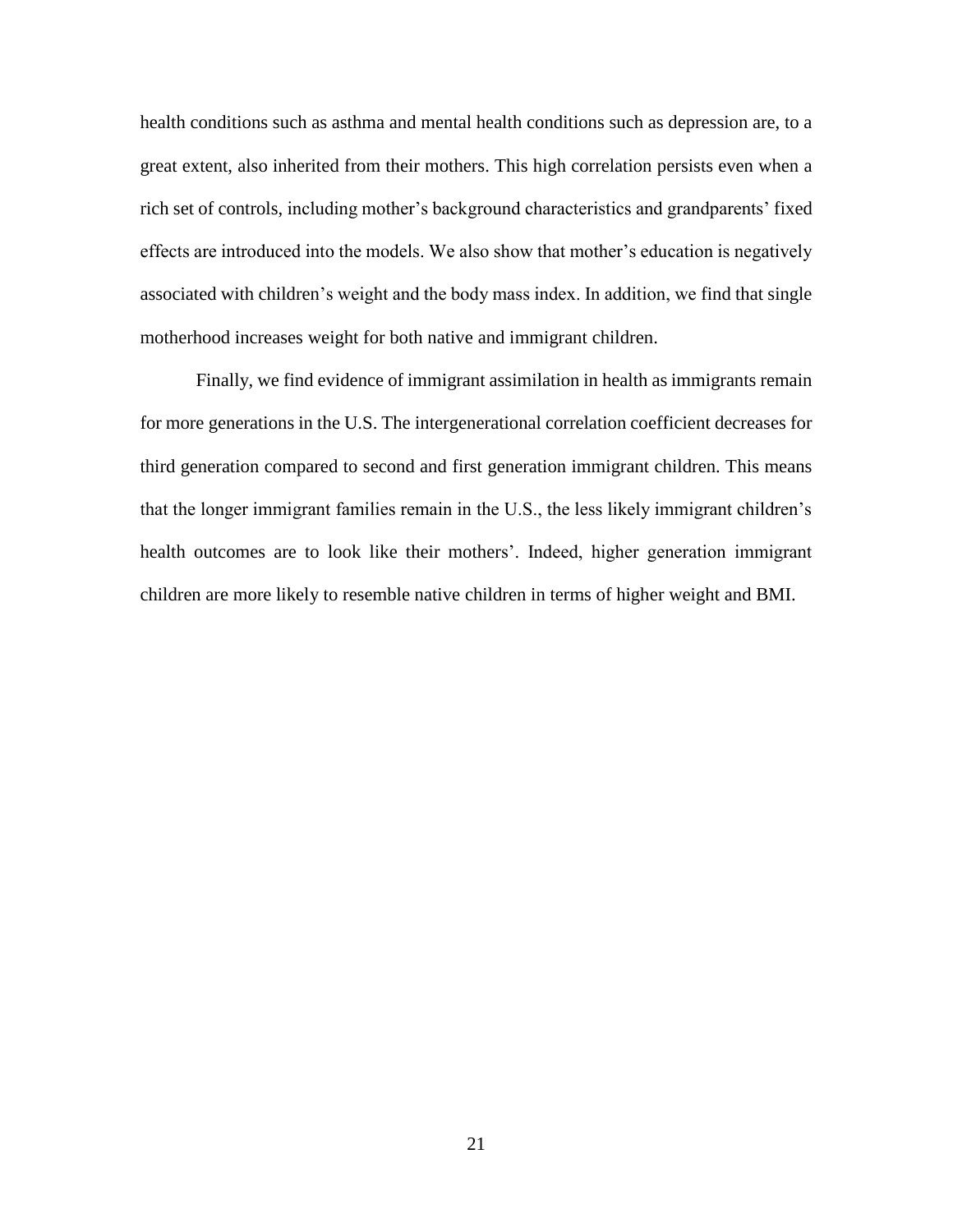health conditions such as asthma and mental health conditions such as depression are, to a great extent, also inherited from their mothers. This high correlation persists even when a rich set of controls, including mother's background characteristics and grandparents' fixed effects are introduced into the models. We also show that mother's education is negatively associated with children's weight and the body mass index. In addition, we find that single motherhood increases weight for both native and immigrant children.

Finally, we find evidence of immigrant assimilation in health as immigrants remain for more generations in the U.S. The intergenerational correlation coefficient decreases for third generation compared to second and first generation immigrant children. This means that the longer immigrant families remain in the U.S., the less likely immigrant children's health outcomes are to look like their mothers'. Indeed, higher generation immigrant children are more likely to resemble native children in terms of higher weight and BMI.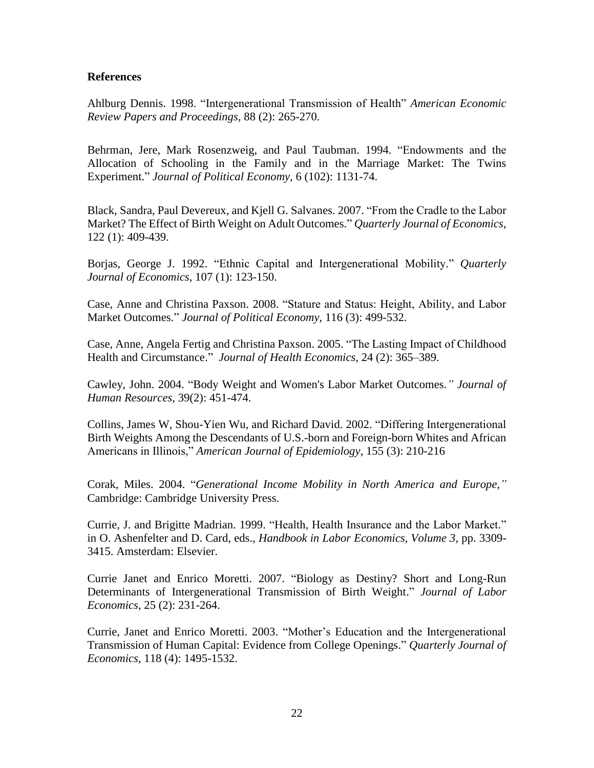## References

Ahlburg Dennis. 1998. "Intergenerational Transmission of Health" *American Economic Review Papers and Proceedings,* 88 (2): 265-270.

Behrman, Jere, Mark Rosenzweig, and Paul Taubman. 1994. "Endowments and the Allocation of Schooling in the Family and in the Marriage Market: The Twins Experiment." *Journal of Political Economy,* 6 (102): 1131-74.

Black, Sandra, Paul Devereux, and Kjell G. Salvanes. 2007. "From the Cradle to the Labor Market? The Effect of Birth Weight on Adult Outcomes." *Quarterly Journal of Economics*, 122 (1): 409-439.

Borjas, George J. 1992. "Ethnic Capital and Intergenerational Mobility." *Quarterly Journal of Economics*, 107 (1): 123-150.

Case, Anne and Christina Paxson. 2008. "Stature and Status: Height, Ability, and Labor Market Outcomes." *Journal of Political Economy,* 116 (3): 499-532.

Case, Anne, Angela Fertig and Christina Paxson. 2005. "The Lasting Impact of Childhood Health and Circumstance." *Journal of Health Economics*, 24 (2): 365–389.

Cawley, John. 2004. "Body Weight and Women's Labor Market Outcomes.*" Journal of Human Resources*, 39(2): 451-474.

Collins, James W, Shou-Yien Wu, and Richard David. 2002. "Differing Intergenerational Birth Weights Among the Descendants of U.S.-born and Foreign-born Whites and African Americans in Illinois," *American Journal of Epidemiology*, 155 (3): 210-216

Corak, Miles. 2004. "*Generational Income Mobility in North America and Europe,"* Cambridge: Cambridge University Press.

Currie, J. and Brigitte Madrian. 1999. "Health, Health Insurance and the Labor Market." in O. Ashenfelter and D. Card, eds., *Handbook in Labor Economics, Volume 3*, pp. 3309-3415. Amsterdam: Elsevier.

Currie Janet and Enrico Moretti. 2007. "Biology as Destiny? Short and Long-Run Determinants of Intergenerational Transmission of Birth Weight." *Journal of Labor Economics*, 25 (2): 231-264.

Currie, Janet and Enrico Moretti. 2003. "Mother's Education and the Intergenerational Transmission of Human Capital: Evidence from College Openings." *Quarterly Journal of Economics*, 118 (4): 1495-1532.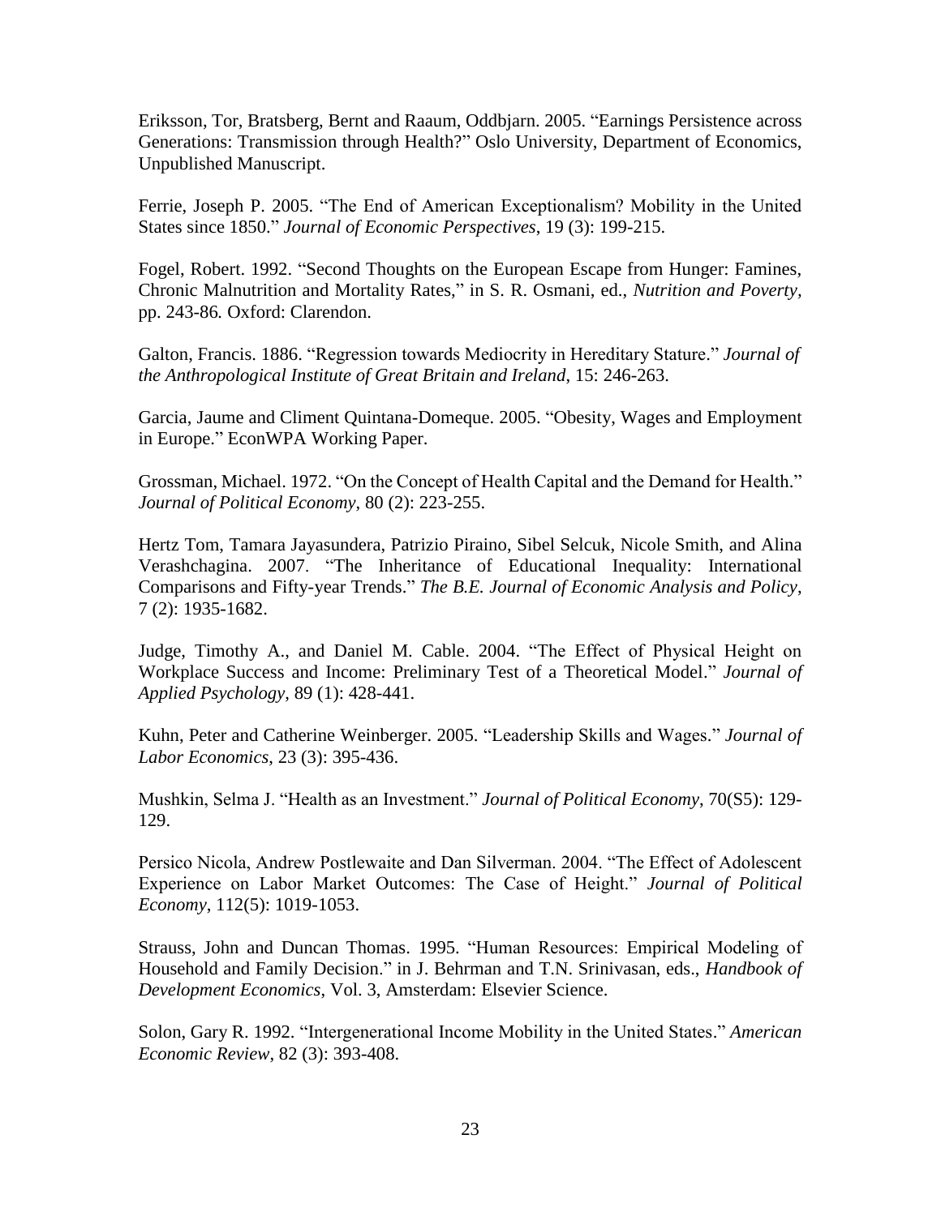Eriksson, Tor, Bratsberg, Bernt and Raaum, Oddbjarn. 2005. "Earnings Persistence across Generations: Transmission through Health?" Oslo University, Department of Economics, Unpublished Manuscript.

Ferrie, Joseph P. 2005. "The End of American Exceptionalism? Mobility in the United States since 1850." *Journal of Economic Perspectives*, 19 (3): 199-215.

Fogel, Robert. 1992. "Second Thoughts on the European Escape from Hunger: Famines, Chronic Malnutrition and Mortality Rates," in S. R. Osmani, ed., *Nutrition and Poverty*, pp. 243-86. Oxford: Clarendon.

Galton, Francis. 1886. "Regression towards Mediocrity in Hereditary Stature." *Journal of the Anthropological Institute of Great Britain and Ireland*, 15: 246-263.

Garcia, Jaume and Climent Quintana-Domeque. 2005. "Obesity, Wages and Employment in Europe." EconWPA Working Paper.

Grossman, Michael. 1972. "On the Concept of Health Capital and the Demand for Health." *Journal of Political Economy*, 80 (2): 223-255.

Hertz Tom, Tamara Jayasundera, Patrizio Piraino, Sibel Selcuk, Nicole Smith, and Alina Verashchagina. 2007. "The Inheritance of Educational Inequality: International Comparisons and Fifty-year Trends." *The B.E. Journal of Economic Analysis and Policy*, 7 (2): 1935-1682.

Judge, Timothy A., and Daniel M. Cable. 2004. "The Effect of Physical Height on Workplace Success and Income: Preliminary Test of a Theoretical Model." *Journal of Applied Psychology*, 89 (1): 428-441.

Kuhn, Peter and Catherine Weinberger. 2005. "Leadership Skills and Wages." *Journal of Labor Economics*, 23 (3): 395-436.

Mushkin, Selma J. "Health as an Investment." *Journal of Political Economy*, 70(S5): 129-129.

Persico Nicola, Andrew Postlewaite and Dan Silverman. 2004. "The Effect of Adolescent Experience on Labor Market Outcomes: The Case of Height." *Journal of Political Economy*, 112(5): 1019-1053.

Strauss, John and Duncan Thomas. 1995. "Human Resources: Empirical Modeling of Household and Family Decision." in J. Behrman and T.N. Srinivasan, eds., *Handbook of Development Economics*, Vol. 3, Amsterdam: Elsevier Science.

Solon, Gary R. 1992. "Intergenerational Income Mobility in the United States." *American Economic Review*, 82 (3): 393-408.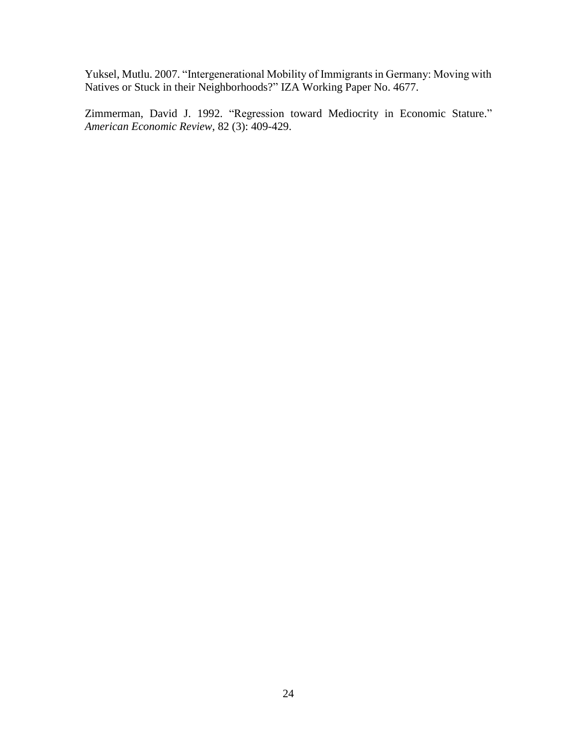Yuksel, Mutlu. 2007. "Intergenerational Mobility of Immigrants in Germany: Moving with Natives or Stuck in their Neighborhoods?" IZA Working Paper No. 4677.

Zimmerman, David J. 1992. "Regression toward Mediocrity in Economic Stature." *American Economic Review*, 82 (3): 409-429.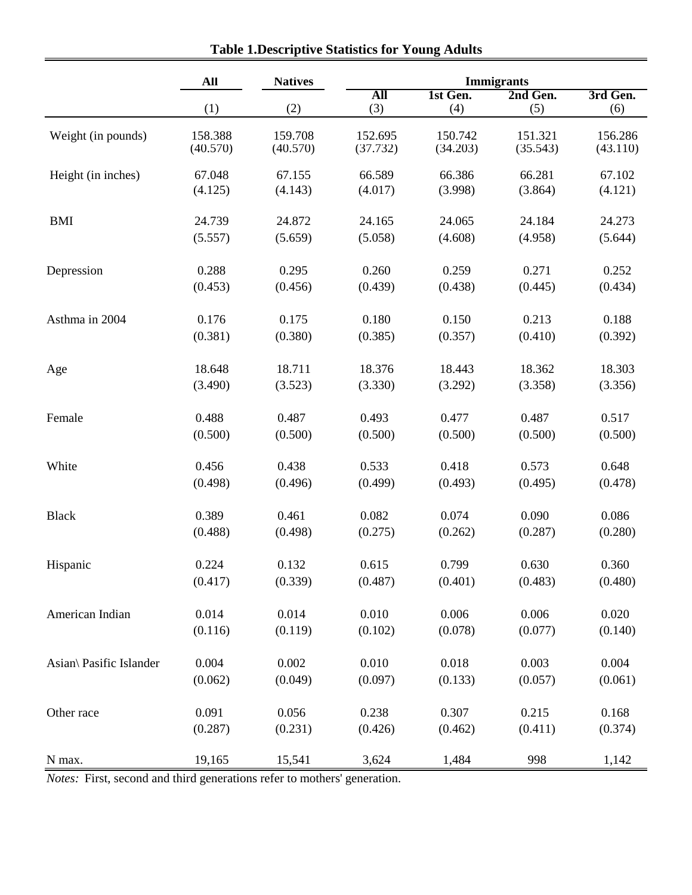**Table 1.Descriptive Statistics for Young Adults**

| | All | Natives | Immigrants | | | |
|---|---|---|---|---|---|---|
| | | | All | 1st Gen. | 2nd Gen. | 3rd Gen. |
| | (1) | (2) | (3) | (4) | (5) | (6) |
| Weight (in pounds) | 158.388 | 159.708 | 152.695 | 150.742 | 151.321 | 156.286 |
| | (40.570) | (40.570) | (37.732) | (34.203) | (35.543) | (43.110) |
| Height (in inches) | 67.048 | 67.155 | 66.589 | 66.386 | 66.281 | 67.102 |
| | (4.125) | (4.143) | (4.017) | (3.998) | (3.864) | (4.121) |
| BMI | 24.739 | 24.872 | 24.165 | 24.065 | 24.184 | 24.273 |
| | (5.557) | (5.659) | (5.058) | (4.608) | (4.958) | (5.644) |
| Depression | 0.288 | 0.295 | 0.260 | 0.259 | 0.271 | 0.252 |
| | (0.453) | (0.456) | (0.439) | (0.438) | (0.445) | (0.434) |
| Asthma in 2004 | 0.176 | 0.175 | 0.180 | 0.150 | 0.213 | 0.188 |
| | (0.381) | (0.380) | (0.385) | (0.357) | (0.410) | (0.392) |
| Age | 18.648 | 18.711 | 18.376 | 18.443 | 18.362 | 18.303 |
| | (3.490) | (3.523) | (3.330) | (3.292) | (3.358) | (3.356) |
| Female | 0.488 | 0.487 | 0.493 | 0.477 | 0.487 | 0.517 |
| | (0.500) | (0.500) | (0.500) | (0.500) | (0.500) | (0.500) |
| White | 0.456 | 0.438 | 0.533 | 0.418 | 0.573 | 0.648 |
| | (0.498) | (0.496) | (0.499) | (0.493) | (0.495) | (0.478) |
| Black | 0.389 | 0.461 | 0.082 | 0.074 | 0.090 | 0.086 |
| | (0.488) | (0.498) | (0.275) | (0.262) | (0.287) | (0.280) |
| Hispanic | 0.224 | 0.132 | 0.615 | 0.799 | 0.630 | 0.360 |
| | (0.417) | (0.339) | (0.487) | (0.401) | (0.483) | (0.480) |
| American Indian | 0.014 | 0.014 | 0.010 | 0.006 | 0.006 | 0.020 |
| | (0.116) | (0.119) | (0.102) | (0.078) | (0.077) | (0.140) |
| Asian\ Pasific Islander | 0.004 | 0.002 | 0.010 | 0.018 | 0.003 | 0.004 |
| | (0.062) | (0.049) | (0.097) | (0.133) | (0.057) | (0.061) |
| Other race | 0.091 | 0.056 | 0.238 | 0.307 | 0.215 | 0.168 |
| | (0.287) | (0.231) | (0.426) | (0.462) | (0.411) | (0.374) |
| N max. | 19,165 | 15,541 | 3,624 | 1,484 | 998 | 1,142 |

*Notes:* First, second and third generations refer to mothers' generation.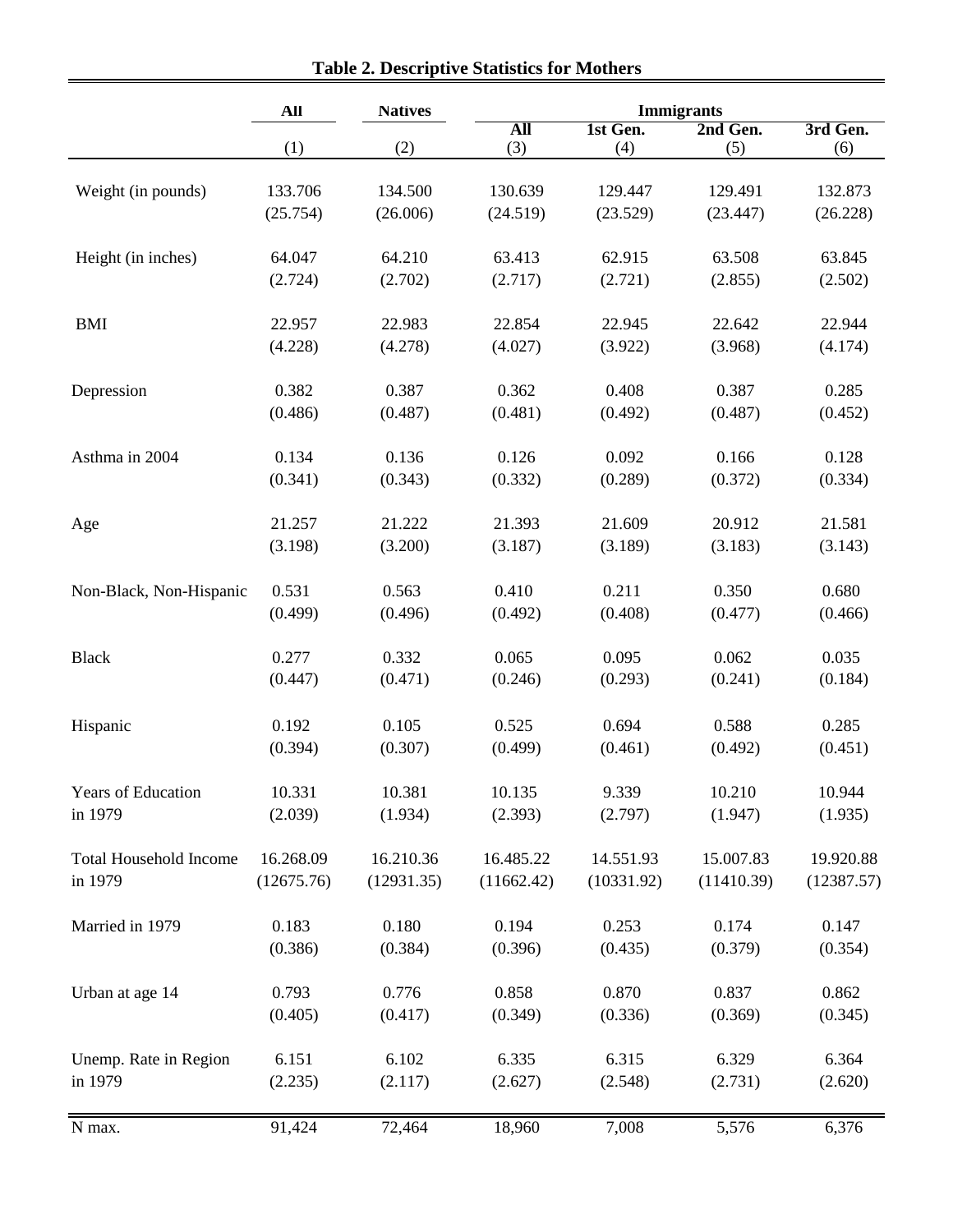**Table 2. Descriptive Statistics for Mothers**

| | All | Natives | Immigrants | | | |
|---|---|---|---|---|---|---|
| | | | All | 1st Gen. | 2nd Gen. | 3rd Gen. |
| | (1) | (2) | (3) | (4) | (5) | (6) |
| Weight (in pounds) | 133.706 | 134.500 | 130.639 | 129.447 | 129.491 | 132.873 |
| | (25.754) | (26.006) | (24.519) | (23.529) | (23.447) | (26.228) |
| Height (in inches) | 64.047 | 64.210 | 63.413 | 62.915 | 63.508 | 63.845 |
| | (2.724) | (2.702) | (2.717) | (2.721) | (2.855) | (2.502) |
| BMI | 22.957 | 22.983 | 22.854 | 22.945 | 22.642 | 22.944 |
| | (4.228) | (4.278) | (4.027) | (3.922) | (3.968) | (4.174) |
| Depression | 0.382 | 0.387 | 0.362 | 0.408 | 0.387 | 0.285 |
| | (0.486) | (0.487) | (0.481) | (0.492) | (0.487) | (0.452) |
| Asthma in 2004 | 0.134 | 0.136 | 0.126 | 0.092 | 0.166 | 0.128 |
| | (0.341) | (0.343) | (0.332) | (0.289) | (0.372) | (0.334) |
| Age | 21.257 | 21.222 | 21.393 | 21.609 | 20.912 | 21.581 |
| | (3.198) | (3.200) | (3.187) | (3.189) | (3.183) | (3.143) |
| Non-Black, Non-Hispanic | 0.531 | 0.563 | 0.410 | 0.211 | 0.350 | 0.680 |
| | (0.499) | (0.496) | (0.492) | (0.408) | (0.477) | (0.466) |
| Black | 0.277 | 0.332 | 0.065 | 0.095 | 0.062 | 0.035 |
| | (0.447) | (0.471) | (0.246) | (0.293) | (0.241) | (0.184) |
| Hispanic | 0.192 | 0.105 | 0.525 | 0.694 | 0.588 | 0.285 |
| | (0.394) | (0.307) | (0.499) | (0.461) | (0.492) | (0.451) |
| Years of Education in 1979 | 10.331 | 10.381 | 10.135 | 9.339 | 10.210 | 10.944 |
| | (2.039) | (1.934) | (2.393) | (2.797) | (1.947) | (1.935) |
| Total Household Income in 1979 | 16.268.09 | 16.210.36 | 16.485.22 | 14.551.93 | 15.007.83 | 19.920.88 |
| | (12675.76) | (12931.35) | (11662.42) | (10331.92) | (11410.39) | (12387.57) |
| Married in 1979 | 0.183 | 0.180 | 0.194 | 0.253 | 0.174 | 0.147 |
| | (0.386) | (0.384) | (0.396) | (0.435) | (0.379) | (0.354) |
| Urban at age 14 | 0.793 | 0.776 | 0.858 | 0.870 | 0.837 | 0.862 |
| | (0.405) | (0.417) | (0.349) | (0.336) | (0.369) | (0.345) |
| Unemp. Rate in Region in 1979 | 6.151 | 6.102 | 6.335 | 6.315 | 6.329 | 6.364 |
| | (2.235) | (2.117) | (2.627) | (2.548) | (2.731) | (2.620) |
| N max. | 91,424 | 72,464 | 18,960 | 7,008 | 5,576 | 6,376 |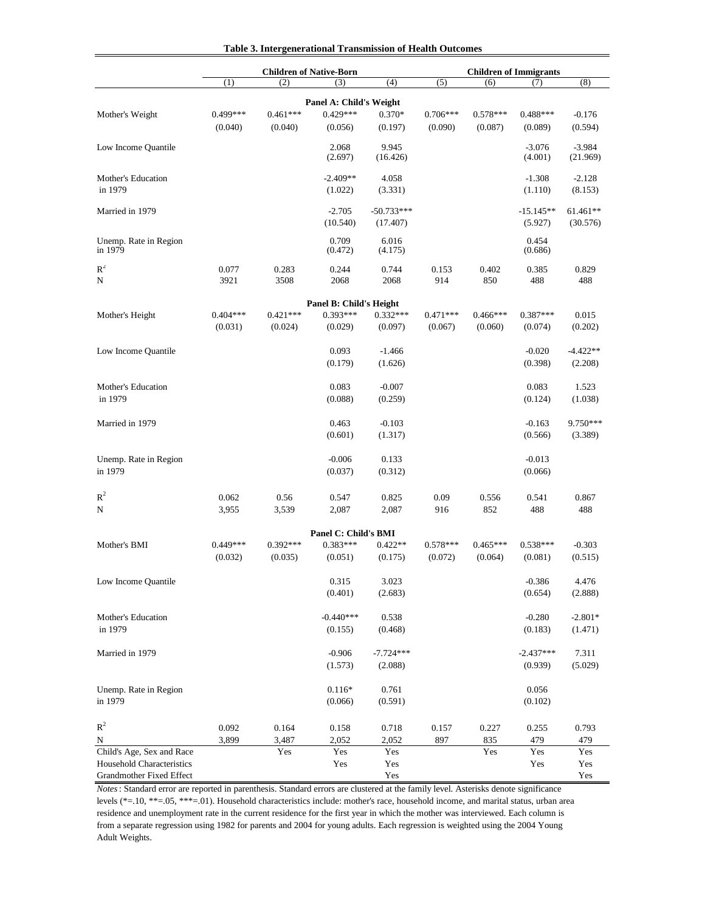**Table 3. Intergenerational Transmission of Health Outcomes**

| | Children of Native-Born | | | | Children of Immigrants | | | |
|---|---|---|---|---|---|---|---|---|
| | (1) | (2) | (3) | (4) | (5) | (6) | (7) | (8) |
| **Panel A: Child's Weight** | | | | | | | | |
| Mother's Weight | 0.499*** | 0.461*** | 0.429*** | 0.370* | 0.706*** | 0.578*** | 0.488*** | -0.176 |
| | (0.040) | (0.040) | (0.056) | (0.197) | (0.090) | (0.087) | (0.089) | (0.594) |
| Low Income Quantile | | | 2.068 | 9.945 | | | -3.076 | -3.984 |
| | | | (2.697) | (16.426) | | | (4.001) | (21.969) |
| Mother's Education in 1979 | | | -2.409** | 4.058 | | | -1.308 | -2.128 |
| | | | (1.022) | (3.331) | | | (1.110) | (8.153) |
| Married in 1979 | | | -2.705 | -50.733*** | | | -15.145** | 61.461** |
| | | | (10.540) | (17.407) | | | (5.927) | (30.576) |
| Unemp. Rate in Region in 1979 | | | 0.709 | 6.016 | | | 0.454 | |
| | | | (0.472) | (4.175) | | | (0.686) | |
| $R^2$ | 0.077 | 0.283 | 0.244 | 0.744 | 0.153 | 0.402 | 0.385 | 0.829 |
| N | 3921 | 3508 | 2068 | 2068 | 914 | 850 | 488 | 488 |
| **Panel B: Child's Height** | | | | | | | | |
| Mother's Height | 0.404*** | 0.421*** | 0.393*** | 0.332*** | 0.471*** | 0.466*** | 0.387*** | 0.015 |
| | (0.031) | (0.024) | (0.029) | (0.097) | (0.067) | (0.060) | (0.074) | (0.202) |
| Low Income Quantile | | | 0.093 | -1.466 | | | -0.020 | -4.422** |
| | | | (0.179) | (1.626) | | | (0.398) | (2.208) |
| Mother's Education in 1979 | | | 0.083 | -0.007 | | | 0.083 | 1.523 |
| | | | (0.088) | (0.259) | | | (0.124) | (1.038) |
| Married in 1979 | | | 0.463 | -0.103 | | | -0.163 | 9.750*** |
| | | | (0.601) | (1.317) | | | (0.566) | (3.389) |
| Unemp. Rate in Region in 1979 | | | -0.006 | 0.133 | | | -0.013 | |
| | | | (0.037) | (0.312) | | | (0.066) | |
| $R^2$ | 0.062 | 0.56 | 0.547 | 0.825 | 0.09 | 0.556 | 0.541 | 0.867 |
| N | 3,955 | 3,539 | 2,087 | 2,087 | 916 | 852 | 488 | 488 |
| **Panel C: Child's BMI** | | | | | | | | |
| Mother's BMI | 0.449*** | 0.392*** | 0.383*** | 0.422** | 0.578*** | 0.465*** | 0.538*** | -0.303 |
| | (0.032) | (0.035) | (0.051) | (0.175) | (0.072) | (0.064) | (0.081) | (0.515) |
| Low Income Quantile | | | 0.315 | 3.023 | | | -0.386 | 4.476 |
| | | | (0.401) | (2.683) | | | (0.654) | (2.888) |
| Mother's Education in 1979 | | | -0.440*** | 0.538 | | | -0.280 | -2.801* |
| | | | (0.155) | (0.468) | | | (0.183) | (1.471) |
| Married in 1979 | | | -0.906 | -7.724*** | | | -2.437*** | 7.311 |
| | | | (1.573) | (2.088) | | | (0.939) | (5.029) |
| Unemp. Rate in Region in 1979 | | | 0.116* | 0.761 | | | 0.056 | |
| | | | (0.066) | (0.591) | | | (0.102) | |
| $R^2$ | 0.092 | 0.164 | 0.158 | 0.718 | 0.157 | 0.227 | 0.255 | 0.793 |
| N | 3,899 | 3,487 | 2,052 | 2,052 | 897 | 835 | 479 | 479 |
| Child's Age, Sex and Race | | Yes | Yes | Yes | | Yes | Yes | Yes |
| Household Characteristics | | | Yes | Yes | | | Yes | Yes |
| Grandmother Fixed Effect | | | | Yes | | | | Yes |

*Notes*: Standard error are reported in parenthesis. Standard errors are clustered at the family level. Asterisks denote significance levels (*=.10, **=.05, ***=.01). Household characteristics include: mother's race, household income, and marital status, urban area residence and unemployment rate in the current residence for the first year in which the mother was interviewed. Each column is from a separate regression using 1982 for parents and 2004 for young adults. Each regression is weighted using the 2004 Young Adult Weights.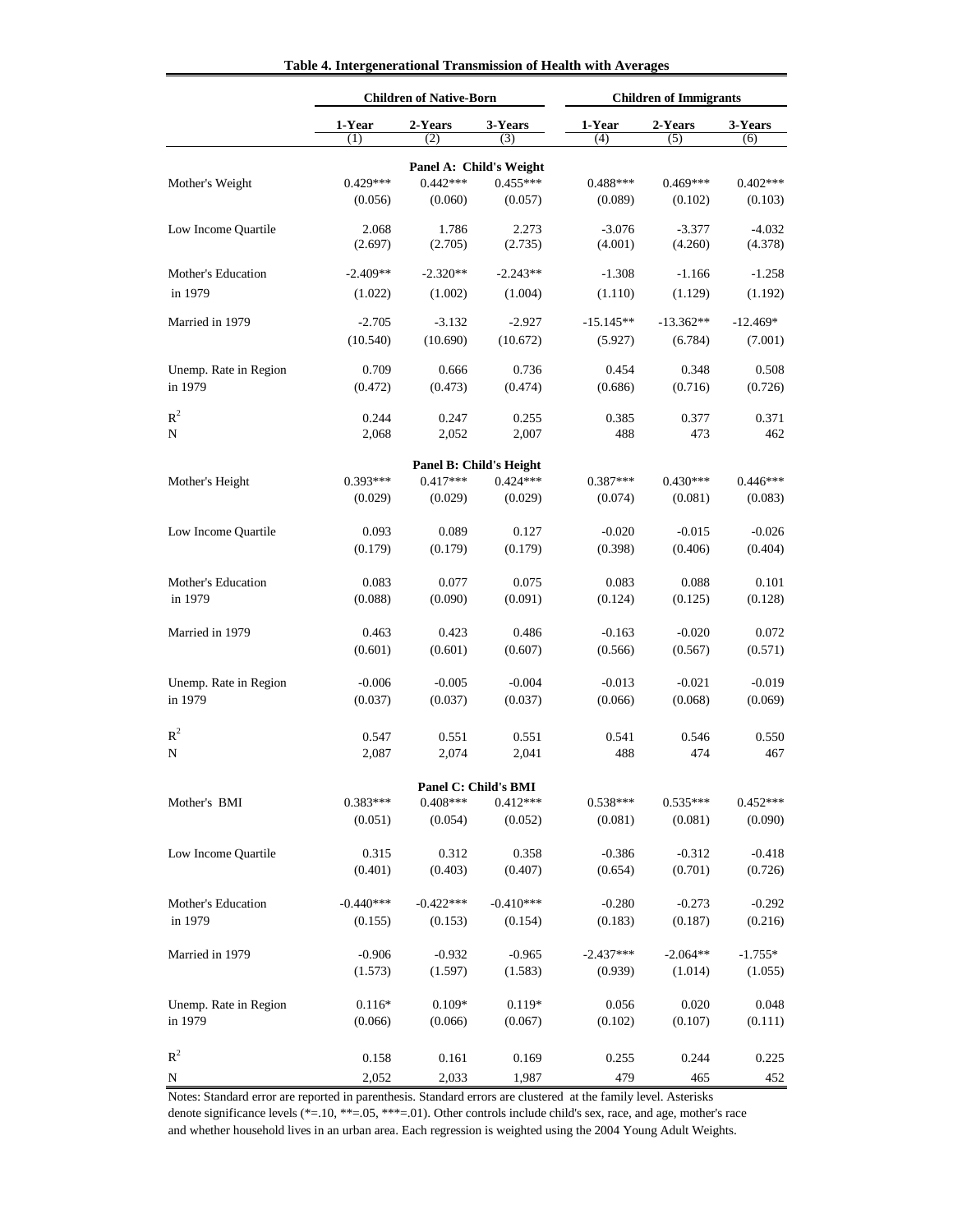**Table 4. Intergenerational Transmission of Health with Averages**

| | Children of Native-Born | | | Children of Immigrants | | |
|---|---|---|---|---|---|---|
| | 1-Year | 2-Years | 3-Years | 1-Year | 2-Years | 3-Years |
| | (1) | (2) | (3) | (4) | (5) | (6) |
| **Panel A: Child's Weight** | | | | | | |
| Mother's Weight | 0.429*** | 0.442*** | 0.455*** | 0.488*** | 0.469*** | 0.402*** |
| | (0.056) | (0.060) | (0.057) | (0.089) | (0.102) | (0.103) |
| Low Income Quartile | 2.068 | 1.786 | 2.273 | -3.076 | -3.377 | -4.032 |
| | (2.697) | (2.705) | (2.735) | (4.001) | (4.260) | (4.378) |
| Mother's Education in 1979 | -2.409** | -2.320** | -2.243** | -1.308 | -1.166 | -1.258 |
| | (1.022) | (1.002) | (1.004) | (1.110) | (1.129) | (1.192) |
| Married in 1979 | -2.705 | -3.132 | -2.927 | -15.145** | -13.362** | -12.469* |
| | (10.540) | (10.690) | (10.672) | (5.927) | (6.784) | (7.001) |
| Unemp. Rate in Region in 1979 | 0.709 | 0.666 | 0.736 | 0.454 | 0.348 | 0.508 |
| | (0.472) | (0.473) | (0.474) | (0.686) | (0.716) | (0.726) |
| $R^2$ | 0.244 | 0.247 | 0.255 | 0.385 | 0.377 | 0.371 |
| N | 2,068 | 2,052 | 2,007 | 488 | 473 | 462 |
| **Panel B: Child's Height** | | | | | | |
| Mother's Height | 0.393*** | 0.417*** | 0.424*** | 0.387*** | 0.430*** | 0.446*** |
| | (0.029) | (0.029) | (0.029) | (0.074) | (0.081) | (0.083) |
| Low Income Quartile | 0.093 | 0.089 | 0.127 | -0.020 | -0.015 | -0.026 |
| | (0.179) | (0.179) | (0.179) | (0.398) | (0.406) | (0.404) |
| Mother's Education in 1979 | 0.083 | 0.077 | 0.075 | 0.083 | 0.088 | 0.101 |
| | (0.088) | (0.090) | (0.091) | (0.124) | (0.125) | (0.128) |
| Married in 1979 | 0.463 | 0.423 | 0.486 | -0.163 | -0.020 | 0.072 |
| | (0.601) | (0.601) | (0.607) | (0.566) | (0.567) | (0.571) |
| Unemp. Rate in Region in 1979 | -0.006 | -0.005 | -0.004 | -0.013 | -0.021 | -0.019 |
| | (0.037) | (0.037) | (0.037) | (0.066) | (0.068) | (0.069) |
| $R^2$ | 0.547 | 0.551 | 0.551 | 0.541 | 0.546 | 0.550 |
| N | 2,087 | 2,074 | 2,041 | 488 | 474 | 467 |
| **Panel C: Child's BMI** | | | | | | |
| Mother's BMI | 0.383*** | 0.408*** | 0.412*** | 0.538*** | 0.535*** | 0.452*** |
| | (0.051) | (0.054) | (0.052) | (0.081) | (0.081) | (0.090) |
| Low Income Quartile | 0.315 | 0.312 | 0.358 | -0.386 | -0.312 | -0.418 |
| | (0.401) | (0.403) | (0.407) | (0.654) | (0.701) | (0.726) |
| Mother's Education in 1979 | -0.440*** | -0.422*** | -0.410*** | -0.280 | -0.273 | -0.292 |
| | (0.155) | (0.153) | (0.154) | (0.183) | (0.187) | (0.216) |
| Married in 1979 | -0.906 | -0.932 | -0.965 | -2.437*** | -2.064** | -1.755* |
| | (1.573) | (1.597) | (1.583) | (0.939) | (1.014) | (1.055) |
| Unemp. Rate in Region in 1979 | 0.116* | 0.109* | 0.119* | 0.056 | 0.020 | 0.048 |
| | (0.066) | (0.066) | (0.067) | (0.102) | (0.107) | (0.111) |
| $R^2$ | 0.158 | 0.161 | 0.169 | 0.255 | 0.244 | 0.225 |
| N | 2,052 | 2,033 | 1,987 | 479 | 465 | 452 |

Notes: Standard error are reported in parenthesis. Standard errors are clustered at the family level. Asterisks denote significance levels (*=.10, **=.05, ***=.01). Other controls include child's sex, race, and age, mother's race and whether household lives in an urban area. Each regression is weighted using the 2004 Young Adult Weights.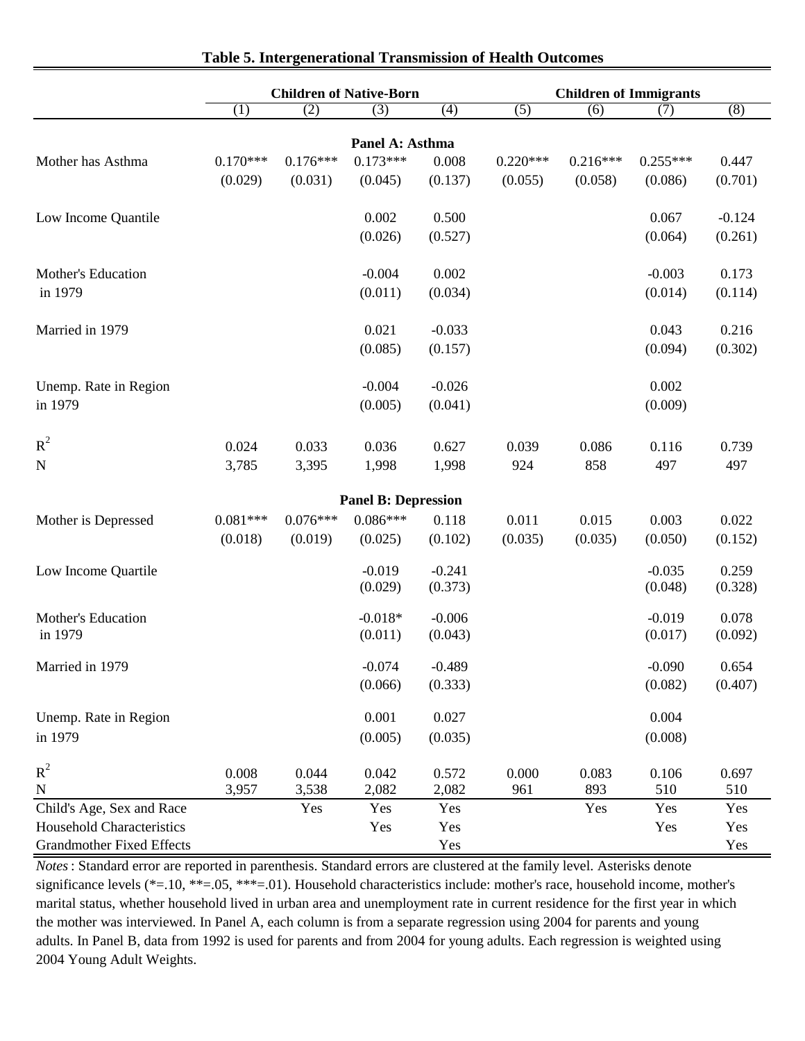**Table 5. Intergenerational Transmission of Health Outcomes**

| | Children of Native-Born | | | | Children of Immigrants | | | |
|---|---|---|---|---|---|---|---|---|
| | (1) | (2) | (3) | (4) | (5) | (6) | (7) | (8) |
| | | | **Panel A: Asthma** | | | | | |
| Mother has Asthma | 0.170*** | 0.176*** | 0.173*** | 0.008 | 0.220*** | 0.216*** | 0.255*** | 0.447 |
| | (0.029) | (0.031) | (0.045) | (0.137) | (0.055) | (0.058) | (0.086) | (0.701) |
| Low Income Quantile | | | 0.002 | 0.500 | | | 0.067 | -0.124 |
| | | | (0.026) | (0.527) | | | (0.064) | (0.261) |
| Mother's Education in 1979 | | | -0.004 | 0.002 | | | -0.003 | 0.173 |
| | | | (0.011) | (0.034) | | | (0.014) | (0.114) |
| Married in 1979 | | | 0.021 | -0.033 | | | 0.043 | 0.216 |
| | | | (0.085) | (0.157) | | | (0.094) | (0.302) |
| Unemp. Rate in Region in 1979 | | | -0.004 | -0.026 | | | 0.002 | |
| | | | (0.005) | (0.041) | | | (0.009) | |
| $R^2$ | 0.024 | 0.033 | 0.036 | 0.627 | 0.039 | 0.086 | 0.116 | 0.739 |
| N | 3,785 | 3,395 | 1,998 | 1,998 | 924 | 858 | 497 | 497 |
| | | | **Panel B: Depression** | | | | | |
| Mother is Depressed | 0.081*** | 0.076*** | 0.086*** | 0.118 | 0.011 | 0.015 | 0.003 | 0.022 |
| | (0.018) | (0.019) | (0.025) | (0.102) | (0.035) | (0.035) | (0.050) | (0.152) |
| Low Income Quartile | | | -0.019 | -0.241 | | | -0.035 | 0.259 |
| | | | (0.029) | (0.373) | | | (0.048) | (0.328) |
| Mother's Education in 1979 | | | -0.018* | -0.006 | | | -0.019 | 0.078 |
| | | | (0.011) | (0.043) | | | (0.017) | (0.092) |
| Married in 1979 | | | -0.074 | -0.489 | | | -0.090 | 0.654 |
| | | | (0.066) | (0.333) | | | (0.082) | (0.407) |
| Unemp. Rate in Region in 1979 | | | 0.001 | 0.027 | | | 0.004 | |
| | | | (0.005) | (0.035) | | | (0.008) | |
| $R^2$ | 0.008 | 0.044 | 0.042 | 0.572 | 0.000 | 0.083 | 0.106 | 0.697 |
| N | 3,957 | 3,538 | 2,082 | 2,082 | 961 | 893 | 510 | 510 |
| Child's Age, Sex and Race | | Yes | Yes | Yes | | Yes | Yes | Yes |
| Household Characteristics | | | Yes | Yes | | | Yes | Yes |
| Grandmother Fixed Effects | | | | Yes | | | | Yes |

*Notes*: Standard error are reported in parenthesis. Standard errors are clustered at the family level. Asterisks denote significance levels (*=.10, **=.05, ***=.01). Household characteristics include: mother's race, household income, mother's marital status, whether household lived in urban area and unemployment rate in current residence for the first year in which the mother was interviewed. In Panel A, each column is from a separate regression using 2004 for parents and young adults. In Panel B, data from 1992 is used for parents and from 2004 for young adults. Each regression is weighted using 2004 Young Adult Weights.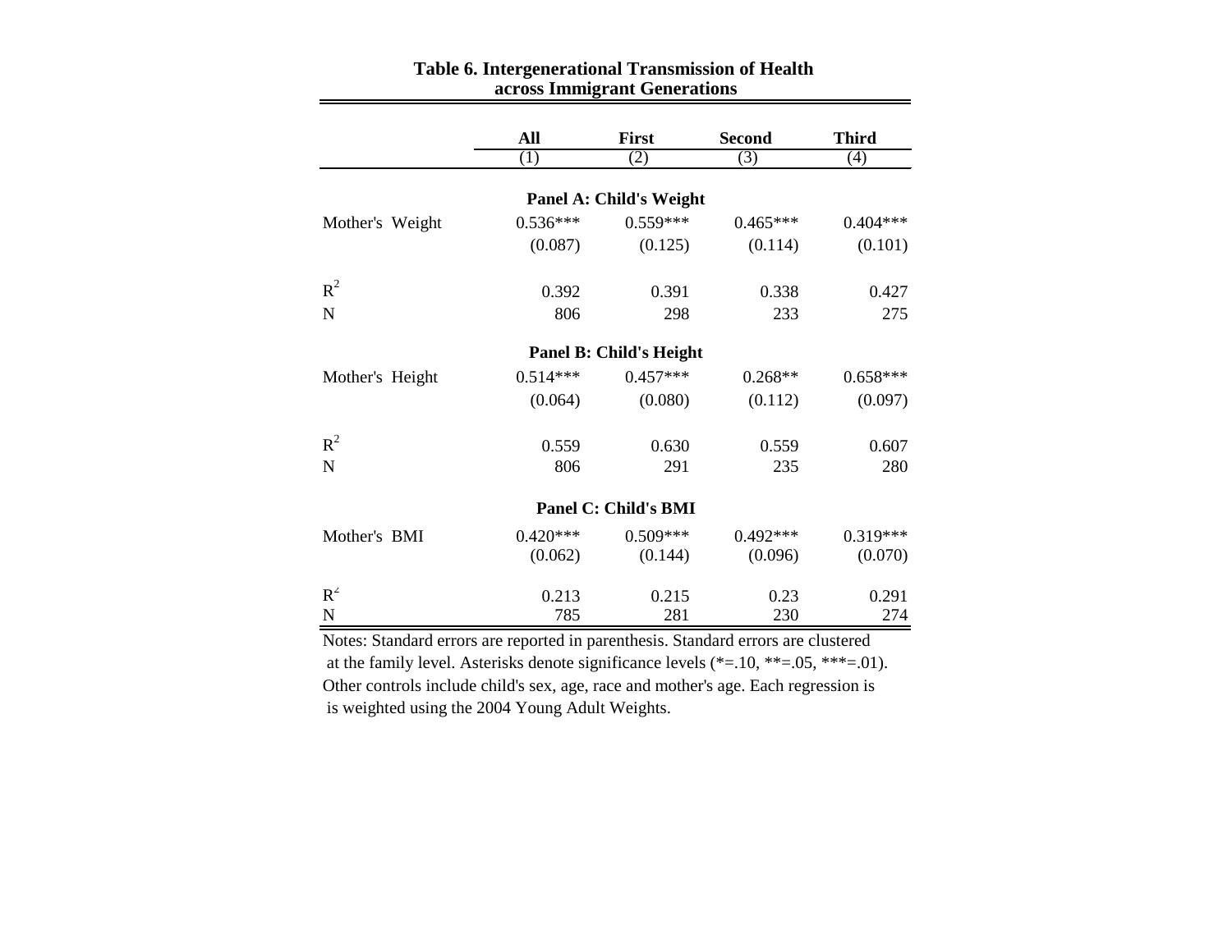**Table 6. Intergenerational Transmission of Health across Immigrant Generations**

| | All | First | Second | Third |
|---|---|---|---|---|
| | (1) | (2) | (3) | (4) |
| **Panel A: Child's Weight** | | | | |
| Mother's Weight | 0.536*** | 0.559*** | 0.465*** | 0.404*** |
| | (0.087) | (0.125) | (0.114) | (0.101) |
| $R^2$ | 0.392 | 0.391 | 0.338 | 0.427 |
| N | 806 | 298 | 233 | 275 |
| **Panel B: Child's Height** | | | | |
| Mother's Height | 0.514*** | 0.457*** | 0.268** | 0.658*** |
| | (0.064) | (0.080) | (0.112) | (0.097) |
| $R^2$ | 0.559 | 0.630 | 0.559 | 0.607 |
| N | 806 | 291 | 235 | 280 |
| **Panel C: Child's BMI** | | | | |
| Mother's BMI | 0.420*** | 0.509*** | 0.492*** | 0.319*** |
| | (0.062) | (0.144) | (0.096) | (0.070) |
| $R^2$ | 0.213 | 0.215 | 0.23 | 0.291 |
| N | 785 | 281 | 230 | 274 |

Notes: Standard errors are reported in parenthesis. Standard errors are clustered at the family level. Asterisks denote significance levels (*=.10, **=.05, ***=.01). Other controls include child's sex, age, race and mother's age. Each regression is is weighted using the 2004 Young Adult Weights.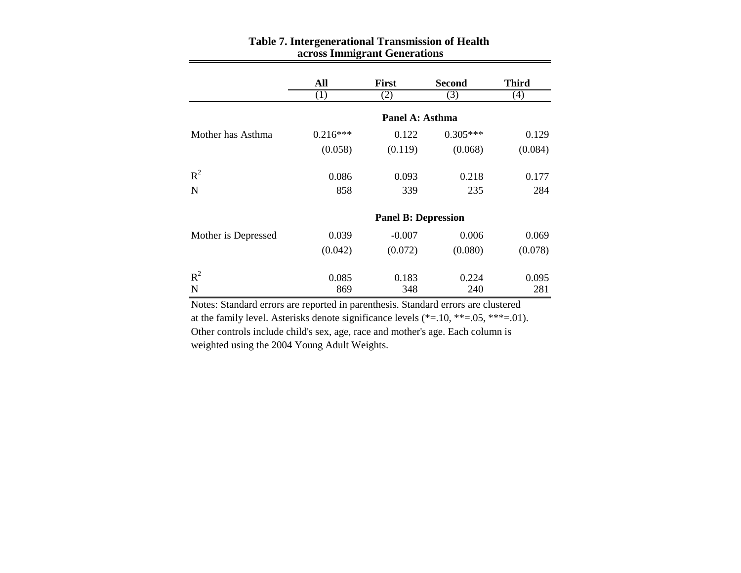**Table 7. Intergenerational Transmission of Health across Immigrant Generations**

| | All | First | Second | Third |
|---|---|---|---|---|
| | (1) | (2) | (3) | (4) |
| | | **Panel A: Asthma** | | |
| Mother has Asthma | 0.216*** | 0.122 | 0.305*** | 0.129 |
| | (0.058) | (0.119) | (0.068) | (0.084) |
| $R^2$ | 0.086 | 0.093 | 0.218 | 0.177 |
| N | 858 | 339 | 235 | 284 |
| | | **Panel B: Depression** | | |
| Mother is Depressed | 0.039 | -0.007 | 0.006 | 0.069 |
| | (0.042) | (0.072) | (0.080) | (0.078) |
| $R^2$ | 0.085 | 0.183 | 0.224 | 0.095 |
| N | 869 | 348 | 240 | 281 |

Notes: Standard errors are reported in parenthesis. Standard errors are clustered at the family level. Asterisks denote significance levels (*=.10, **=.05, ***=.01). Other controls include child's sex, age, race and mother's age. Each column is weighted using the 2004 Young Adult Weights.